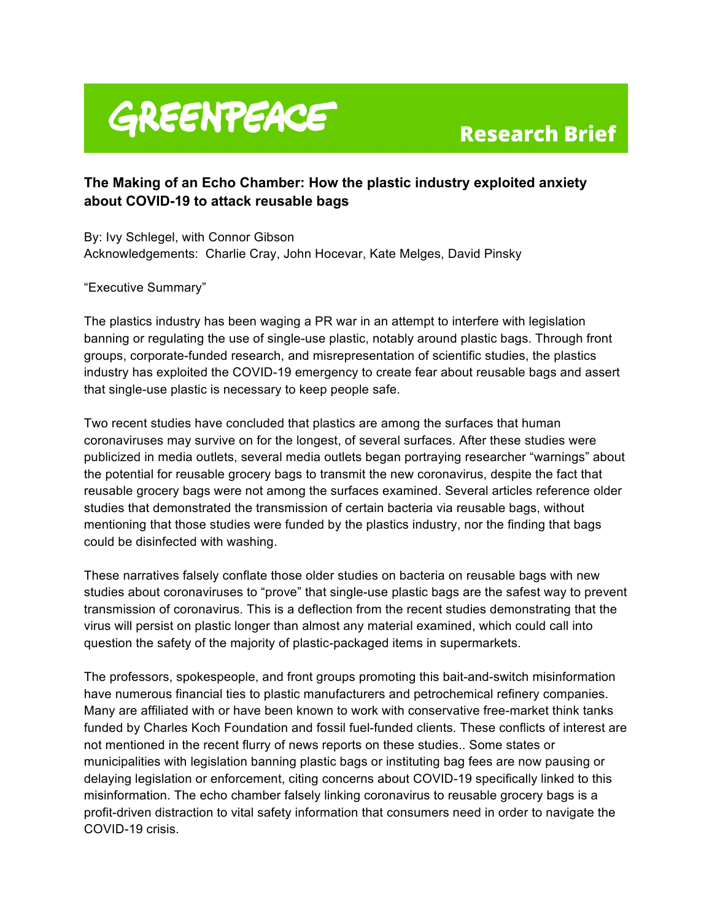GREENPEACE

**Research Brief**

**The Making of an Echo Chamber: How the plastic industry exploited anxiety about COVID-19 to attack reusable bags**

By: Ivy Schlegel, with Connor Gibson
Acknowledgements: Charlie Cray, John Hocevar, Kate Melges, David Pinsky

"Executive Summary"

The plastics industry has been waging a PR war in an attempt to interfere with legislation banning or regulating the use of single-use plastic, notably around plastic bags. Through front groups, corporate-funded research, and misrepresentation of scientific studies, the plastics industry has exploited the COVID-19 emergency to create fear about reusable bags and assert that single-use plastic is necessary to keep people safe.

Two recent studies have concluded that plastics are among the surfaces that human coronaviruses may survive on for the longest, of several surfaces. After these studies were publicized in media outlets, several media outlets began portraying researcher "warnings" about the potential for reusable grocery bags to transmit the new coronavirus, despite the fact that reusable grocery bags were not among the surfaces examined. Several articles reference older studies that demonstrated the transmission of certain bacteria via reusable bags, without mentioning that those studies were funded by the plastics industry, nor the finding that bags could be disinfected with washing.

These narratives falsely conflate those older studies on bacteria on reusable bags with new studies about coronaviruses to "prove" that single-use plastic bags are the safest way to prevent transmission of coronavirus. This is a deflection from the recent studies demonstrating that the virus will persist on plastic longer than almost any material examined, which could call into question the safety of the majority of plastic-packaged items in supermarkets.

The professors, spokespeople, and front groups promoting this bait-and-switch misinformation have numerous financial ties to plastic manufacturers and petrochemical refinery companies. Many are affiliated with or have been known to work with conservative free-market think tanks funded by Charles Koch Foundation and fossil fuel-funded clients. These conflicts of interest are not mentioned in the recent flurry of news reports on these studies.. Some states or municipalities with legislation banning plastic bags or instituting bag fees are now pausing or delaying legislation or enforcement, citing concerns about COVID-19 specifically linked to this misinformation. The echo chamber falsely linking coronavirus to reusable grocery bags is a profit-driven distraction to vital safety information that consumers need in order to navigate the COVID-19 crisis.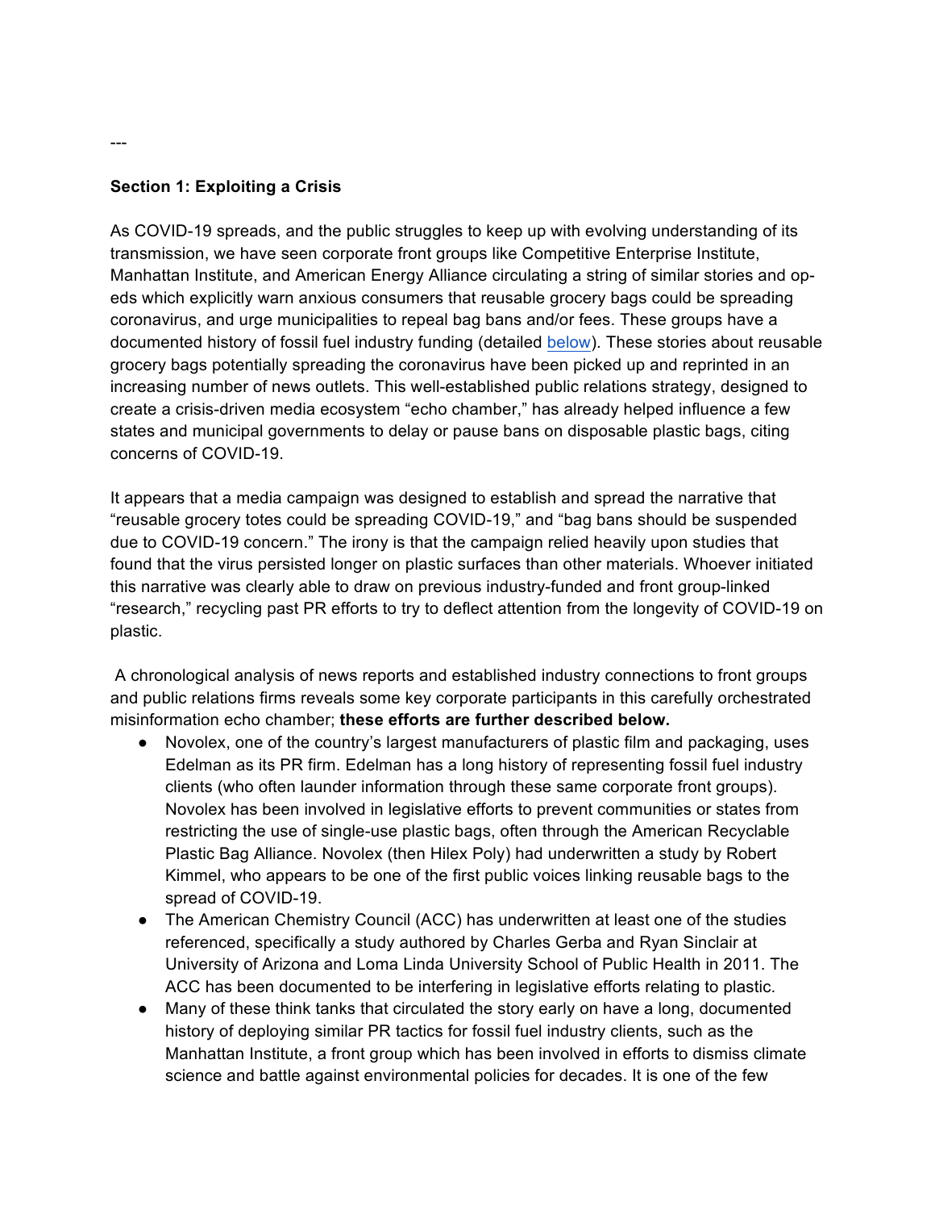---

**Section 1: Exploiting a Crisis**

As COVID-19 spreads, and the public struggles to keep up with evolving understanding of its transmission, we have seen corporate front groups like Competitive Enterprise Institute, Manhattan Institute, and American Energy Alliance circulating a string of similar stories and op-eds which explicitly warn anxious consumers that reusable grocery bags could be spreading coronavirus, and urge municipalities to repeal bag bans and/or fees. These groups have a documented history of fossil fuel industry funding (detailed below). These stories about reusable grocery bags potentially spreading the coronavirus have been picked up and reprinted in an increasing number of news outlets. This well-established public relations strategy, designed to create a crisis-driven media ecosystem "echo chamber," has already helped influence a few states and municipal governments to delay or pause bans on disposable plastic bags, citing concerns of COVID-19.

It appears that a media campaign was designed to establish and spread the narrative that "reusable grocery totes could be spreading COVID-19," and "bag bans should be suspended due to COVID-19 concern." The irony is that the campaign relied heavily upon studies that found that the virus persisted longer on plastic surfaces than other materials. Whoever initiated this narrative was clearly able to draw on previous industry-funded and front group-linked "research," recycling past PR efforts to try to deflect attention from the longevity of COVID-19 on plastic.

A chronological analysis of news reports and established industry connections to front groups and public relations firms reveals some key corporate participants in this carefully orchestrated misinformation echo chamber; **these efforts are further described below.**

- Novolex, one of the country's largest manufacturers of plastic film and packaging, uses Edelman as its PR firm. Edelman has a long history of representing fossil fuel industry clients (who often launder information through these same corporate front groups). Novolex has been involved in legislative efforts to prevent communities or states from restricting the use of single-use plastic bags, often through the American Recyclable Plastic Bag Alliance. Novolex (then Hilex Poly) had underwritten a study by Robert Kimmel, who appears to be one of the first public voices linking reusable bags to the spread of COVID-19.
- The American Chemistry Council (ACC) has underwritten at least one of the studies referenced, specifically a study authored by Charles Gerba and Ryan Sinclair at University of Arizona and Loma Linda University School of Public Health in 2011. The ACC has been documented to be interfering in legislative efforts relating to plastic.
- Many of these think tanks that circulated the story early on have a long, documented history of deploying similar PR tactics for fossil fuel industry clients, such as the Manhattan Institute, a front group which has been involved in efforts to dismiss climate science and battle against environmental policies for decades. It is one of the few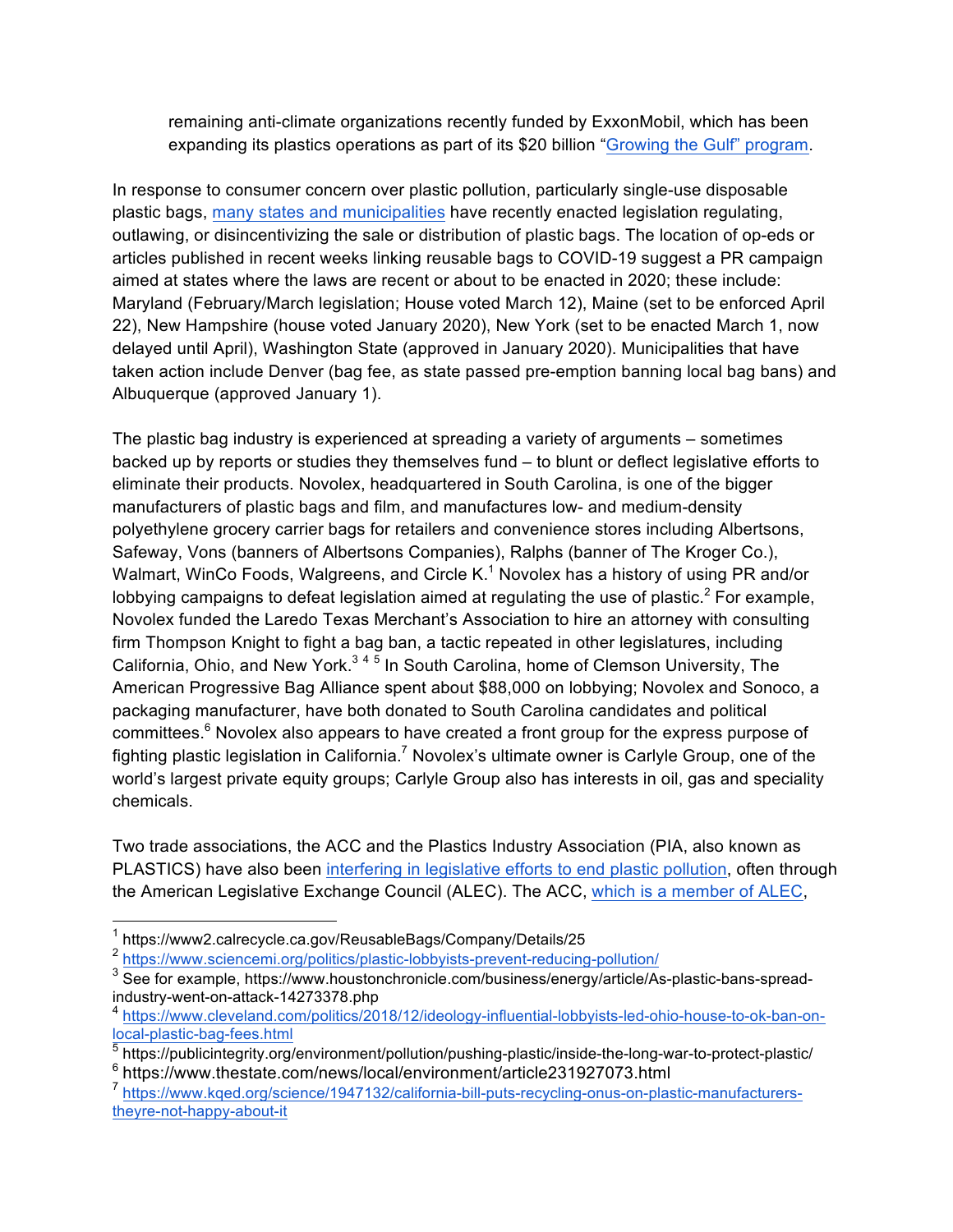remaining anti-climate organizations recently funded by ExxonMobil, which has been expanding its plastics operations as part of its $20 billion "Growing the Gulf" program.

In response to consumer concern over plastic pollution, particularly single-use disposable plastic bags, many states and municipalities have recently enacted legislation regulating, outlawing, or disincentivizing the sale or distribution of plastic bags. The location of op-eds or articles published in recent weeks linking reusable bags to COVID-19 suggest a PR campaign aimed at states where the laws are recent or about to be enacted in 2020; these include: Maryland (February/March legislation; House voted March 12), Maine (set to be enforced April 22), New Hampshire (house voted January 2020), New York (set to be enacted March 1, now delayed until April), Washington State (approved in January 2020). Municipalities that have taken action include Denver (bag fee, as state passed pre-emption banning local bag bans) and Albuquerque (approved January 1).

The plastic bag industry is experienced at spreading a variety of arguments – sometimes backed up by reports or studies they themselves fund – to blunt or deflect legislative efforts to eliminate their products. Novolex, headquartered in South Carolina, is one of the bigger manufacturers of plastic bags and film, and manufactures low- and medium-density polyethylene grocery carrier bags for retailers and convenience stores including Albertsons, Safeway, Vons (banners of Albertsons Companies), Ralphs (banner of The Kroger Co.), Walmart, WinCo Foods, Walgreens, and Circle K.[1] Novolex has a history of using PR and/or lobbying campaigns to defeat legislation aimed at regulating the use of plastic.[2] For example, Novolex funded the Laredo Texas Merchant's Association to hire an attorney with consulting firm Thompson Knight to fight a bag ban, a tactic repeated in other legislatures, including California, Ohio, and New York.[3] [4] [5] In South Carolina, home of Clemson University, The American Progressive Bag Alliance spent about $88,000 on lobbying; Novolex and Sonoco, a packaging manufacturer, have both donated to South Carolina candidates and political committees.[6] Novolex also appears to have created a front group for the express purpose of fighting plastic legislation in California.[7] Novolex's ultimate owner is Carlyle Group, one of the world's largest private equity groups; Carlyle Group also has interests in oil, gas and speciality chemicals.

Two trade associations, the ACC and the Plastics Industry Association (PIA, also known as PLASTICS) have also been interfering in legislative efforts to end plastic pollution, often through the American Legislative Exchange Council (ALEC). The ACC, which is a member of ALEC,

---

[1] https://www2.calrecycle.ca.gov/ReusableBags/Company/Details/25

[2] https://www.sciencemi.org/politics/plastic-lobbyists-prevent-reducing-pollution/

[3] See for example, https://www.houstonchronicle.com/business/energy/article/As-plastic-bans-spread-industry-went-on-attack-14273378.php

[4] https://www.cleveland.com/politics/2018/12/ideology-influential-lobbyists-led-ohio-house-to-ok-ban-on-local-plastic-bag-fees.html

[5] https://publicintegrity.org/environment/pollution/pushing-plastic/inside-the-long-war-to-protect-plastic/

[6] https://www.thestate.com/news/local/environment/article231927073.html

[7] https://www.kqed.org/science/1947132/california-bill-puts-recycling-onus-on-plastic-manufacturers-theyre-not-happy-about-it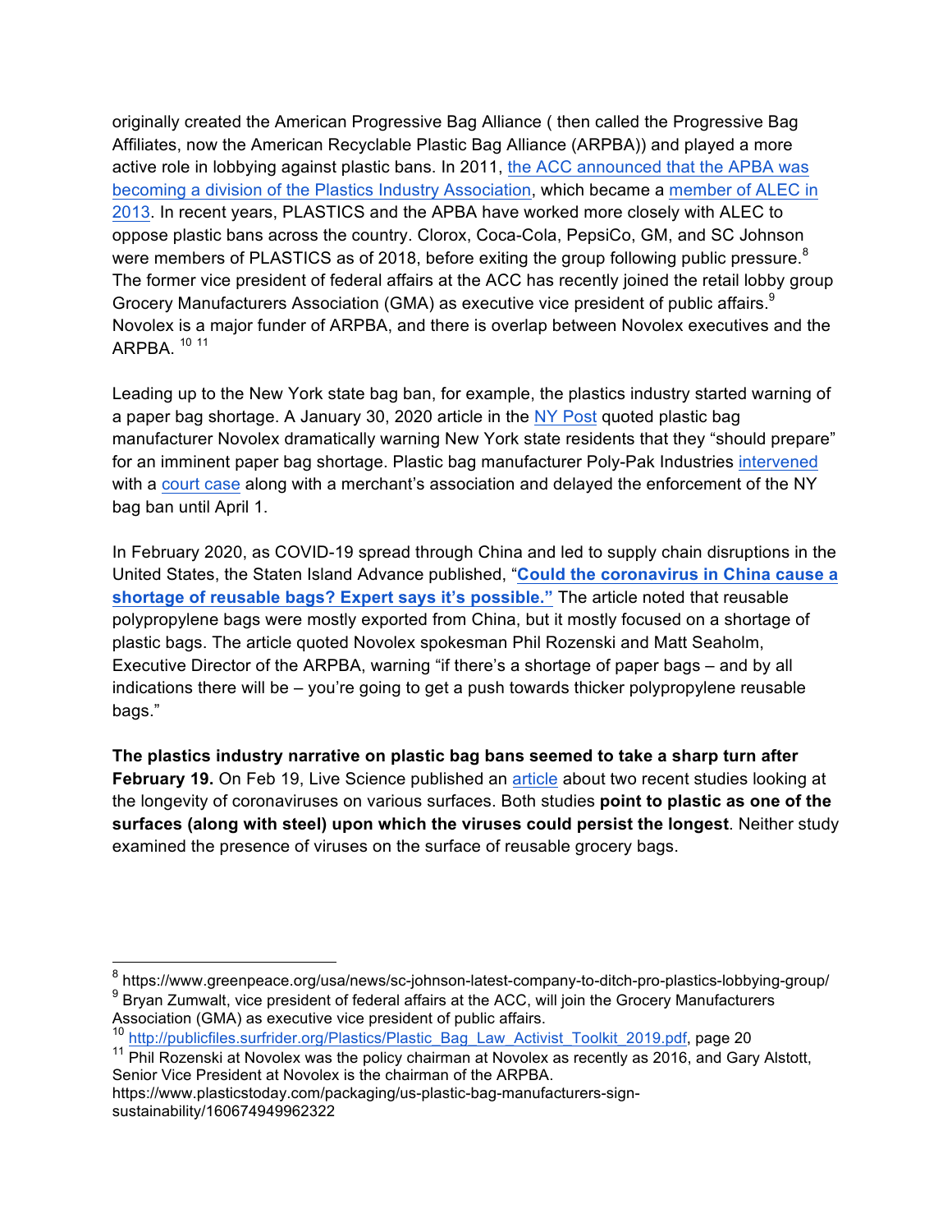originally created the American Progressive Bag Alliance ( then called the Progressive Bag Affiliates, now the American Recyclable Plastic Bag Alliance (ARPBA)) and played a more active role in lobbying against plastic bans. In 2011, the ACC announced that the APBA was becoming a division of the Plastics Industry Association, which became a member of ALEC in 2013. In recent years, PLASTICS and the APBA have worked more closely with ALEC to oppose plastic bans across the country. Clorox, Coca-Cola, PepsiCo, GM, and SC Johnson were members of PLASTICS as of 2018, before exiting the group following public pressure.[8] The former vice president of federal affairs at the ACC has recently joined the retail lobby group Grocery Manufacturers Association (GMA) as executive vice president of public affairs.[9] Novolex is a major funder of ARPBA, and there is overlap between Novolex executives and the ARPBA. [10] [11]

Leading up to the New York state bag ban, for example, the plastics industry started warning of a paper bag shortage. A January 30, 2020 article in the NY Post quoted plastic bag manufacturer Novolex dramatically warning New York state residents that they "should prepare" for an imminent paper bag shortage. Plastic bag manufacturer Poly-Pak Industries intervened with a court case along with a merchant's association and delayed the enforcement of the NY bag ban until April 1.

In February 2020, as COVID-19 spread through China and led to supply chain disruptions in the United States, the Staten Island Advance published, "**Could the coronavirus in China cause a shortage of reusable bags? Expert says it's possible.**" The article noted that reusable polypropylene bags were mostly exported from China, but it mostly focused on a shortage of plastic bags. The article quoted Novolex spokesman Phil Rozenski and Matt Seaholm, Executive Director of the ARPBA, warning "if there's a shortage of paper bags – and by all indications there will be – you're going to get a push towards thicker polypropylene reusable bags."

**The plastics industry narrative on plastic bag bans seemed to take a sharp turn after February 19.** On Feb 19, Live Science published an article about two recent studies looking at the longevity of coronaviruses on various surfaces. Both studies **point to plastic as one of the surfaces (along with steel) upon which the viruses could persist the longest**. Neither study examined the presence of viruses on the surface of reusable grocery bags.

---

[8] https://www.greenpeace.org/usa/news/sc-johnson-latest-company-to-ditch-pro-plastics-lobbying-group/

[9] Bryan Zumwalt, vice president of federal affairs at the ACC, will join the Grocery Manufacturers Association (GMA) as executive vice president of public affairs.

[10] http://publicfiles.surfrider.org/Plastics/Plastic_Bag_Law_Activist_Toolkit_2019.pdf, page 20

[11] Phil Rozenski at Novolex was the policy chairman at Novolex as recently as 2016, and Gary Alstott, Senior Vice President at Novolex is the chairman of the ARPBA. https://www.plasticstoday.com/packaging/us-plastic-bag-manufacturers-sign-sustainability/160674949962322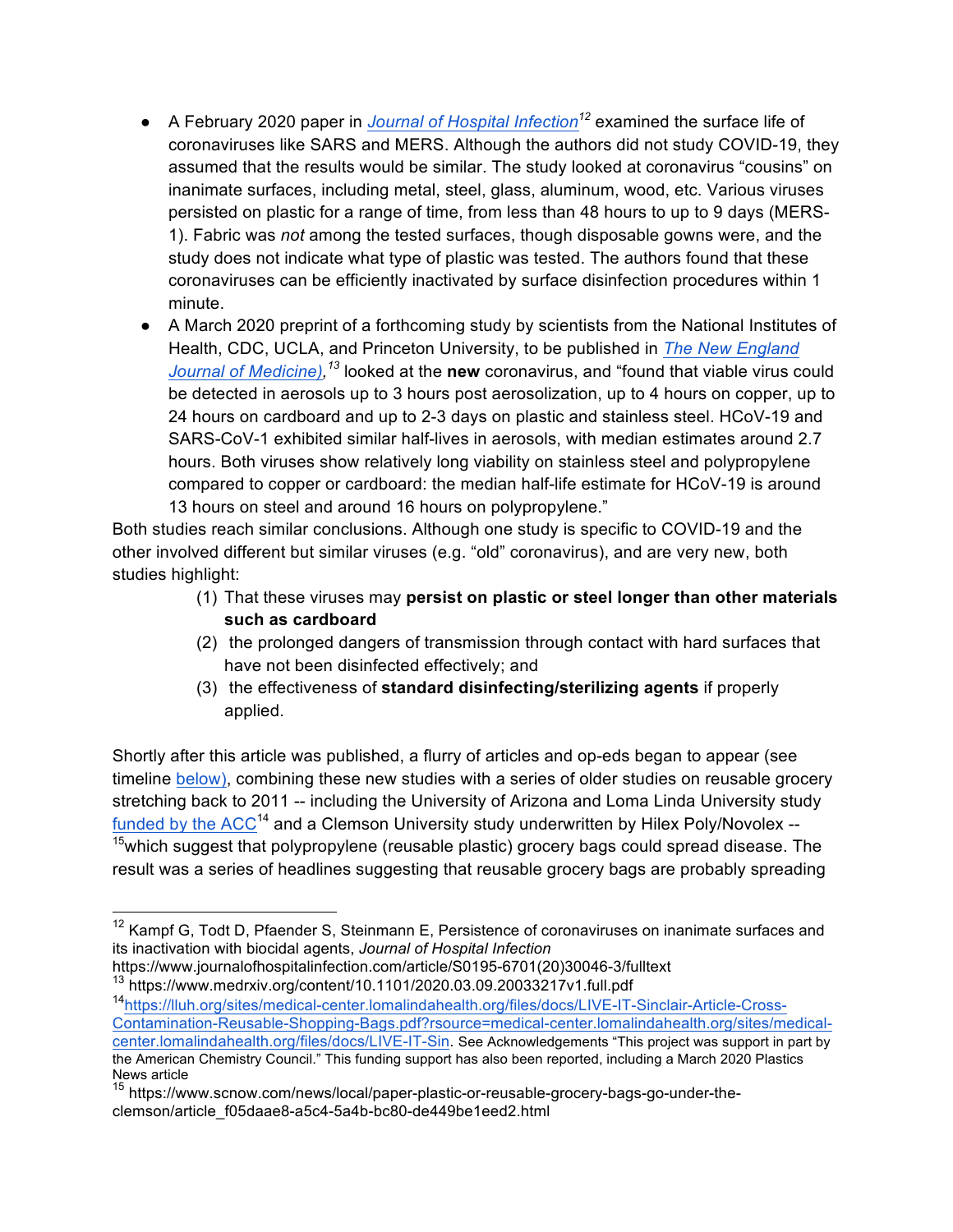- A February 2020 paper in *[Journal of Hospital Infection](https://www.journalofhospitalinfection.com/article/S0195-6701(20)30046-3/fulltext)*[12] examined the surface life of coronaviruses like SARS and MERS. Although the authors did not study COVID-19, they assumed that the results would be similar. The study looked at coronavirus "cousins" on inanimate surfaces, including metal, steel, glass, aluminum, wood, etc. Various viruses persisted on plastic for a range of time, from less than 48 hours to up to 9 days (MERS-1). Fabric was *not* among the tested surfaces, though disposable gowns were, and the study does not indicate what type of plastic was tested. The authors found that these coronaviruses can be efficiently inactivated by surface disinfection procedures within 1 minute.
- A March 2020 preprint of a forthcoming study by scientists from the National Institutes of Health, CDC, UCLA, and Princeton University, to be published in *The New England Journal of Medicine)*,[13] looked at the **new** coronavirus, and "found that viable virus could be detected in aerosols up to 3 hours post aerosolization, up to 4 hours on copper, up to 24 hours on cardboard and up to 2-3 days on plastic and stainless steel. HCoV-19 and SARS-CoV-1 exhibited similar half-lives in aerosols, with median estimates around 2.7 hours. Both viruses show relatively long viability on stainless steel and polypropylene compared to copper or cardboard: the median half-life estimate for HCoV-19 is around 13 hours on steel and around 16 hours on polypropylene."

Both studies reach similar conclusions. Although one study is specific to COVID-19 and the other involved different but similar viruses (e.g. "old" coronavirus), and are very new, both studies highlight:

1. That these viruses may **persist on plastic or steel longer than other materials such as cardboard**
2. the prolonged dangers of transmission through contact with hard surfaces that have not been disinfected effectively; and
3. the effectiveness of **standard disinfecting/sterilizing agents** if properly applied.

Shortly after this article was published, a flurry of articles and op-eds began to appear (see timeline below), combining these new studies with a series of older studies on reusable grocery stretching back to 2011 -- including the University of Arizona and Loma Linda University study funded by the ACC[14] and a Clemson University study underwritten by Hilex Poly/Novolex -- [15]which suggest that polypropylene (reusable plastic) grocery bags could spread disease. The result was a series of headlines suggesting that reusable grocery bags are probably spreading

---

[12] Kampf G, Todt D, Pfaender S, Steinmann E, Persistence of coronaviruses on inanimate surfaces and its inactivation with biocidal agents, *Journal of Hospital Infection* https://www.journalofhospitalinfection.com/article/S0195-6701(20)30046-3/fulltext

[13] https://www.medrxiv.org/content/10.1101/2020.03.09.20033217v1.full.pdf

[14] https://lluh.org/sites/medical-center.lomalindahealth.org/files/docs/LIVE-IT-Sinclair-Article-Cross-Contamination-Reusable-Shopping-Bags.pdf?rsource=medical-center.lomalindahealth.org/sites/medical-center.lomalindahealth.org/files/docs/LIVE-IT-Sin. See Acknowledgements "This project was support in part by the American Chemistry Council." This funding support has also been reported, including a March 2020 Plastics News article

[15] https://www.scnow.com/news/local/paper-plastic-or-reusable-grocery-bags-go-under-the-clemson/article_f05daae8-a5c4-5a4b-bc80-de449be1eed2.html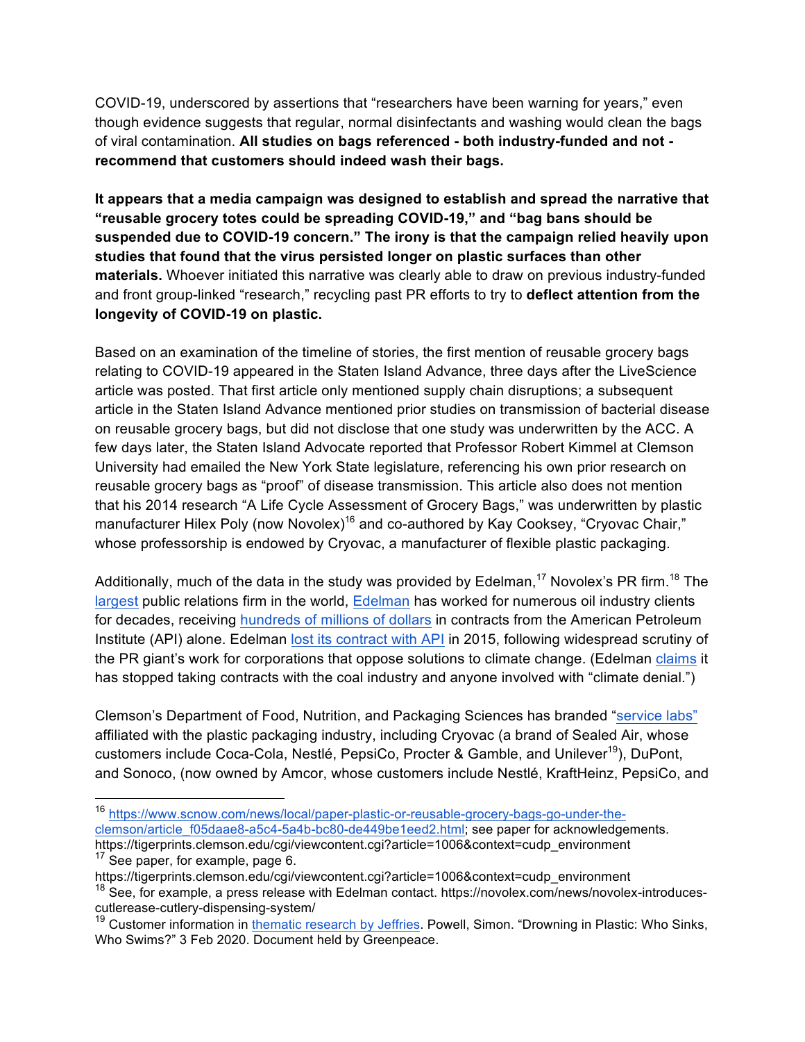COVID-19, underscored by assertions that "researchers have been warning for years," even though evidence suggests that regular, normal disinfectants and washing would clean the bags of viral contamination. **All studies on bags referenced - both industry-funded and not - recommend that customers should indeed wash their bags.**

**It appears that a media campaign was designed to establish and spread the narrative that "reusable grocery totes could be spreading COVID-19," and "bag bans should be suspended due to COVID-19 concern." The irony is that the campaign relied heavily upon studies that found that the virus persisted longer on plastic surfaces than other materials.** Whoever initiated this narrative was clearly able to draw on previous industry-funded and front group-linked "research," recycling past PR efforts to try to **deflect attention from the longevity of COVID-19 on plastic.**

Based on an examination of the timeline of stories, the first mention of reusable grocery bags relating to COVID-19 appeared in the Staten Island Advance, three days after the LiveScience article was posted. That first article only mentioned supply chain disruptions; a subsequent article in the Staten Island Advance mentioned prior studies on transmission of bacterial disease on reusable grocery bags, but did not disclose that one study was underwritten by the ACC. A few days later, the Staten Island Advocate reported that Professor Robert Kimmel at Clemson University had emailed the New York State legislature, referencing his own prior research on reusable grocery bags as "proof" of disease transmission. This article also does not mention that his 2014 research "A Life Cycle Assessment of Grocery Bags," was underwritten by plastic manufacturer Hilex Poly (now Novolex)[16] and co-authored by Kay Cooksey, "Cryovac Chair," whose professorship is endowed by Cryovac, a manufacturer of flexible plastic packaging.

Additionally, much of the data in the study was provided by Edelman,[17] Novolex's PR firm.[18] The largest public relations firm in the world, Edelman has worked for numerous oil industry clients for decades, receiving hundreds of millions of dollars in contracts from the American Petroleum Institute (API) alone. Edelman lost its contract with API in 2015, following widespread scrutiny of the PR giant's work for corporations that oppose solutions to climate change. (Edelman claims it has stopped taking contracts with the coal industry and anyone involved with "climate denial.")

Clemson's Department of Food, Nutrition, and Packaging Sciences has branded "service labs" affiliated with the plastic packaging industry, including Cryovac (a brand of Sealed Air, whose customers include Coca-Cola, Nestlé, PepsiCo, Procter & Gamble, and Unilever[19]), DuPont, and Sonoco, (now owned by Amcor, whose customers include Nestlé, KraftHeinz, PepsiCo, and

---

[16] https://www.scnow.com/news/local/paper-plastic-or-reusable-grocery-bags-go-under-the-clemson/article_f05daae8-a5c4-5a4b-bc80-de449be1eed2.html; see paper for acknowledgements. https://tigerprints.clemson.edu/cgi/viewcontent.cgi?article=1006&context=cudp_environment

[17] See paper, for example, page 6. https://tigerprints.clemson.edu/cgi/viewcontent.cgi?article=1006&context=cudp_environment

[18] See, for example, a press release with Edelman contact. https://novolex.com/news/novolex-introduces-cutlerease-cutlery-dispensing-system/

[19] Customer information in thematic research by Jeffries. Powell, Simon. "Drowning in Plastic: Who Sinks, Who Swims?" 3 Feb 2020. Document held by Greenpeace.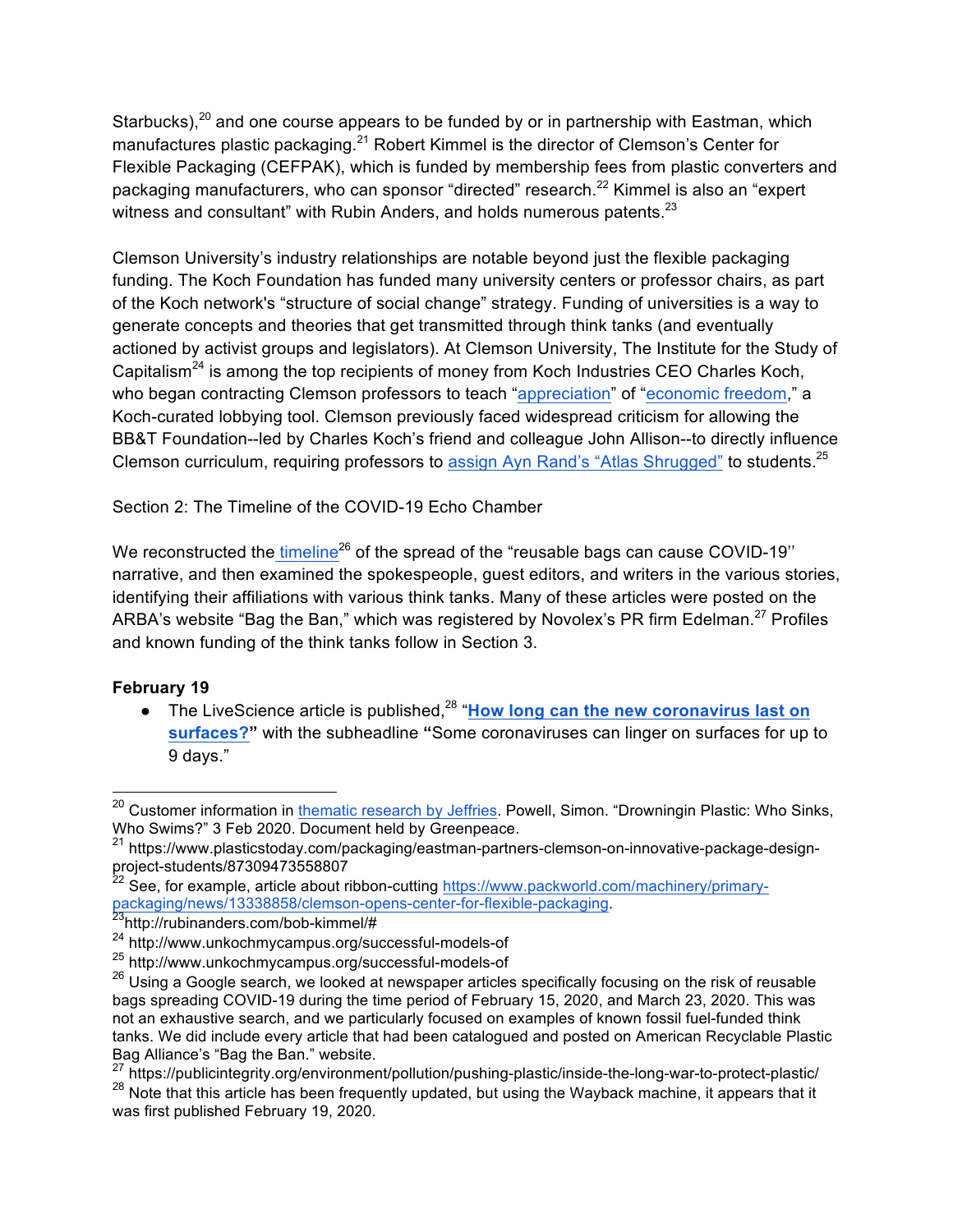Starbucks),[20] and one course appears to be funded by or in partnership with Eastman, which manufactures plastic packaging.[21] Robert Kimmel is the director of Clemson's Center for Flexible Packaging (CEFPAK), which is funded by membership fees from plastic converters and packaging manufacturers, who can sponsor "directed" research.[22] Kimmel is also an "expert witness and consultant" with Rubin Anders, and holds numerous patents.[23]

Clemson University's industry relationships are notable beyond just the flexible packaging funding. The Koch Foundation has funded many university centers or professor chairs, as part of the Koch network's "structure of social change" strategy. Funding of universities is a way to generate concepts and theories that get transmitted through think tanks (and eventually actioned by activist groups and legislators). At Clemson University, The Institute for the Study of Capitalism[24] is among the top recipients of money from Koch Industries CEO Charles Koch, who began contracting Clemson professors to teach "appreciation" of "economic freedom," a Koch-curated lobbying tool. Clemson previously faced widespread criticism for allowing the BB&T Foundation--led by Charles Koch's friend and colleague John Allison--to directly influence Clemson curriculum, requiring professors to assign Ayn Rand's "Atlas Shrugged" to students.[25]

## Section 2: The Timeline of the COVID-19 Echo Chamber

We reconstructed the timeline[26] of the spread of the "reusable bags can cause COVID-19" narrative, and then examined the spokespeople, guest editors, and writers in the various stories, identifying their affiliations with various think tanks. Many of these articles were posted on the ARBA's website "Bag the Ban," which was registered by Novolex's PR firm Edelman.[27] Profiles and known funding of the think tanks follow in Section 3.

### February 19

- The LiveScience article is published,[28] "**How long can the new coronavirus last on surfaces?**" with the subheadline "Some coronaviruses can linger on surfaces for up to 9 days."

---

[20] Customer information in thematic research by Jeffries. Powell, Simon. "Drowningin Plastic: Who Sinks, Who Swims?" 3 Feb 2020. Document held by Greenpeace.

[21] https://www.plasticstoday.com/packaging/eastman-partners-clemson-on-innovative-package-design-project-students/87309473558807

[22] See, for example, article about ribbon-cutting https://www.packworld.com/machinery/primary-packaging/news/13338858/clemson-opens-center-for-flexible-packaging.

[23] http://rubinanders.com/bob-kimmel/#

[24] http://www.unkochmycampus.org/successful-models-of

[25] http://www.unkochmycampus.org/successful-models-of

[26] Using a Google search, we looked at newspaper articles specifically focusing on the risk of reusable bags spreading COVID-19 during the time period of February 15, 2020, and March 23, 2020. This was not an exhaustive search, and we particularly focused on examples of known fossil fuel-funded think tanks. We did include every article that had been catalogued and posted on American Recyclable Plastic Bag Alliance's "Bag the Ban." website.

[27] https://publicintegrity.org/environment/pollution/pushing-plastic/inside-the-long-war-to-protect-plastic/

[28] Note that this article has been frequently updated, but using the Wayback machine, it appears that it was first published February 19, 2020.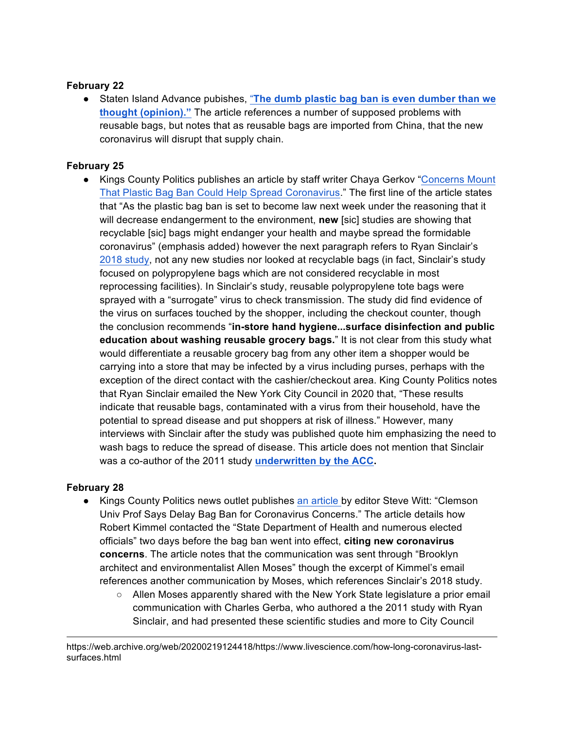**February 22**

- Staten Island Advance pubishes, **"The dumb plastic bag ban is even dumber than we thought (opinion)."** The article references a number of supposed problems with reusable bags, but notes that as reusable bags are imported from China, that the new coronavirus will disrupt that supply chain.

**February 25**

- Kings County Politics publishes an article by staff writer Chaya Gerkov "Concerns Mount That Plastic Bag Ban Could Help Spread Coronavirus." The first line of the article states that "As the plastic bag ban is set to become law next week under the reasoning that it will decrease endangerment to the environment, **new** [sic] studies are showing that recyclable [sic] bags might endanger your health and maybe spread the formidable coronavirus" (emphasis added) however the next paragraph refers to Ryan Sinclair's 2018 study, not any new studies nor looked at recyclable bags (in fact, Sinclair's study focused on polypropylene bags which are not considered recyclable in most reprocessing facilities). In Sinclair's study, reusable polypropylene tote bags were sprayed with a "surrogate" virus to check transmission. The study did find evidence of the virus on surfaces touched by the shopper, including the checkout counter, though the conclusion recommends "**in-store hand hygiene...surface disinfection and public education about washing reusable grocery bags.**" It is not clear from this study what would differentiate a reusable grocery bag from any other item a shopper would be carrying into a store that may be infected by a virus including purses, perhaps with the exception of the direct contact with the cashier/checkout area. King County Politics notes that Ryan Sinclair emailed the New York City Council in 2020 that, "These results indicate that reusable bags, contaminated with a virus from their household, have the potential to spread disease and put shoppers at risk of illness." However, many interviews with Sinclair after the study was published quote him emphasizing the need to wash bags to reduce the spread of disease. This article does not mention that Sinclair was a co-author of the 2011 study **underwritten by the ACC.**

**February 28**

- Kings County Politics news outlet publishes an article by editor Steve Witt: "Clemson Univ Prof Says Delay Bag Ban for Coronavirus Concerns." The article details how Robert Kimmel contacted the "State Department of Health and numerous elected officials" two days before the bag ban went into effect, **citing new coronavirus concerns**. The article notes that the communication was sent through "Brooklyn architect and environmentalist Allen Moses" though the excerpt of Kimmel's email references another communication by Moses, which references Sinclair's 2018 study.
    - Allen Moses apparently shared with the New York State legislature a prior email communication with Charles Gerba, who authored a the 2011 study with Ryan Sinclair, and had presented these scientific studies and more to City Council

https://web.archive.org/web/20200219124418/https://www.livescience.com/how-long-coronavirus-last-surfaces.html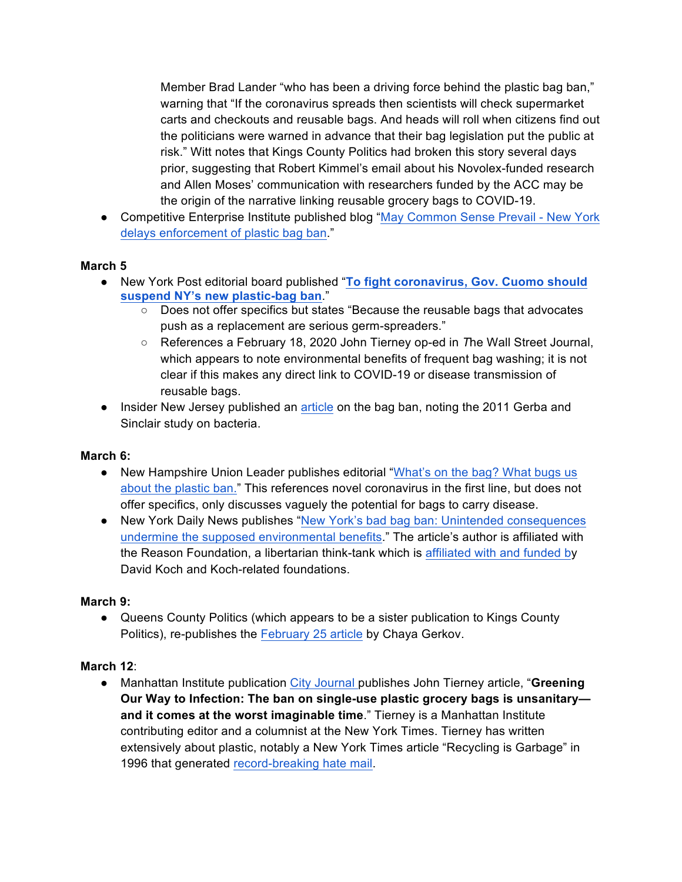Member Brad Lander "who has been a driving force behind the plastic bag ban," warning that "If the coronavirus spreads then scientists will check supermarket carts and checkouts and reusable bags. And heads will roll when citizens find out the politicians were warned in advance that their bag legislation put the public at risk." Witt notes that Kings County Politics had broken this story several days prior, suggesting that Robert Kimmel's email about his Novolex-funded research and Allen Moses' communication with researchers funded by the ACC may be the origin of the narrative linking reusable grocery bags to COVID-19.

- Competitive Enterprise Institute published blog "May Common Sense Prevail - New York delays enforcement of plastic bag ban."

**March 5**

- New York Post editorial board published "**To fight coronavirus, Gov. Cuomo should suspend NY's new plastic-bag ban**."
  - Does not offer specifics but states "Because the reusable bags that advocates push as a replacement are serious germ-spreaders."
  - References a February 18, 2020 John Tierney op-ed in *The* Wall Street Journal, which appears to note environmental benefits of frequent bag washing; it is not clear if this makes any direct link to COVID-19 or disease transmission of reusable bags.
- Insider New Jersey published an article on the bag ban, noting the 2011 Gerba and Sinclair study on bacteria.

**March 6:**

- New Hampshire Union Leader publishes editorial "What's on the bag? What bugs us about the plastic ban." This references novel coronavirus in the first line, but does not offer specifics, only discusses vaguely the potential for bags to carry disease.
- New York Daily News publishes "New York's bad bag ban: Unintended consequences undermine the supposed environmental benefits." The article's author is affiliated with the Reason Foundation, a libertarian think-tank which is affiliated with and funded by David Koch and Koch-related foundations.

**March 9:**

- Queens County Politics (which appears to be a sister publication to Kings County Politics), re-publishes the February 25 article by Chaya Gerkov.

**March 12**:

- Manhattan Institute publication City Journal publishes John Tierney article, "**Greening Our Way to Infection: The ban on single-use plastic grocery bags is unsanitary—and it comes at the worst imaginable time**." Tierney is a Manhattan Institute contributing editor and a columnist at the New York Times. Tierney has written extensively about plastic, notably a New York Times article "Recycling is Garbage" in 1996 that generated record-breaking hate mail.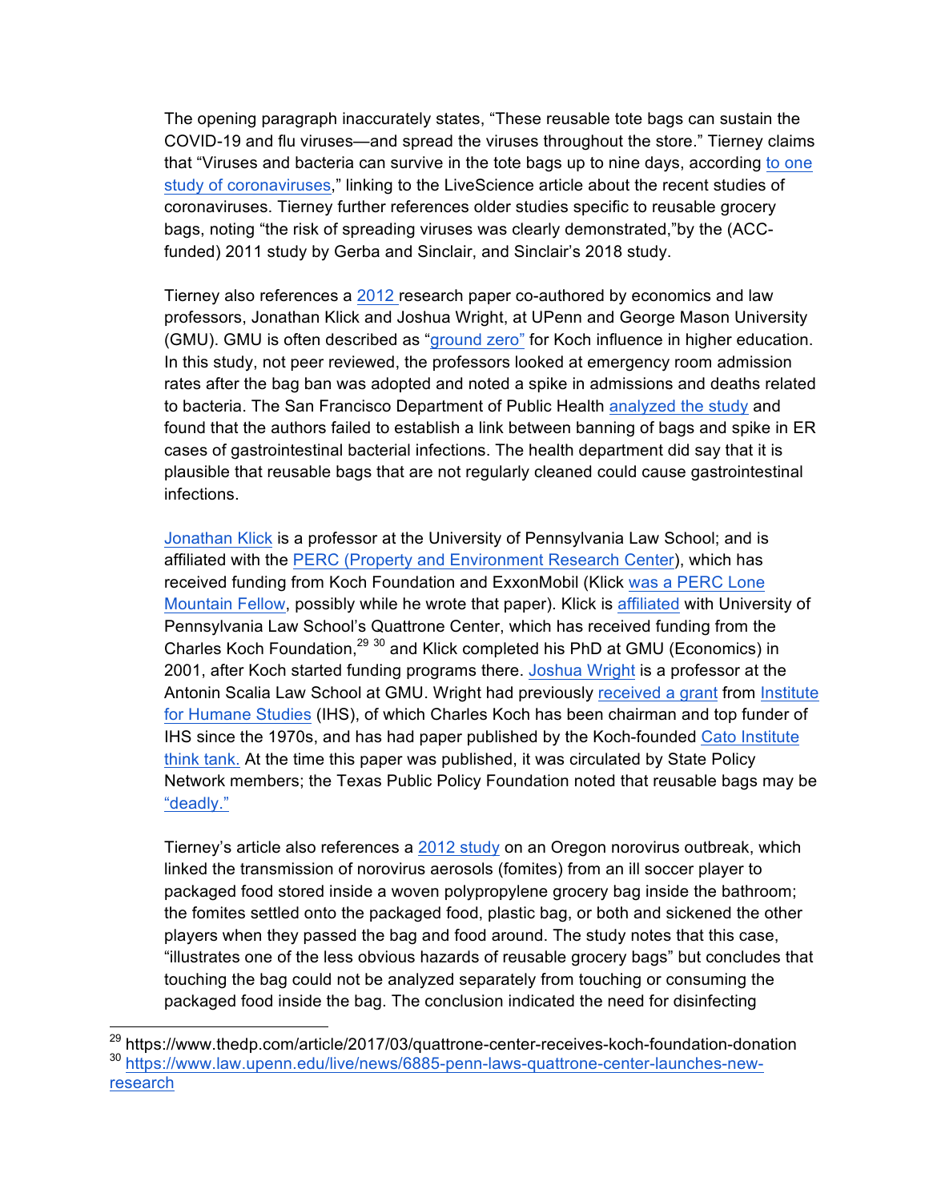The opening paragraph inaccurately states, "These reusable tote bags can sustain the COVID-19 and flu viruses—and spread the viruses throughout the store." Tierney claims that "Viruses and bacteria can survive in the tote bags up to nine days, according to one study of coronaviruses," linking to the LiveScience article about the recent studies of coronaviruses. Tierney further references older studies specific to reusable grocery bags, noting "the risk of spreading viruses was clearly demonstrated,"by the (ACC-funded) 2011 study by Gerba and Sinclair, and Sinclair's 2018 study.

Tierney also references a 2012 research paper co-authored by economics and law professors, Jonathan Klick and Joshua Wright, at UPenn and George Mason University (GMU). GMU is often described as "ground zero" for Koch influence in higher education. In this study, not peer reviewed, the professors looked at emergency room admission rates after the bag ban was adopted and noted a spike in admissions and deaths related to bacteria. The San Francisco Department of Public Health analyzed the study and found that the authors failed to establish a link between banning of bags and spike in ER cases of gastrointestinal bacterial infections. The health department did say that it is plausible that reusable bags that are not regularly cleaned could cause gastrointestinal infections.

Jonathan Klick is a professor at the University of Pennsylvania Law School; and is affiliated with the PERC (Property and Environment Research Center), which has received funding from Koch Foundation and ExxonMobil (Klick was a PERC Lone Mountain Fellow, possibly while he wrote that paper). Klick is affiliated with University of Pennsylvania Law School's Quattrone Center, which has received funding from the Charles Koch Foundation,[29] [30] and Klick completed his PhD at GMU (Economics) in 2001, after Koch started funding programs there. Joshua Wright is a professor at the Antonin Scalia Law School at GMU. Wright had previously received a grant from Institute for Humane Studies (IHS), of which Charles Koch has been chairman and top funder of IHS since the 1970s, and has had paper published by the Koch-founded Cato Institute think tank. At the time this paper was published, it was circulated by State Policy Network members; the Texas Public Policy Foundation noted that reusable bags may be "deadly."

Tierney's article also references a 2012 study on an Oregon norovirus outbreak, which linked the transmission of norovirus aerosols (fomites) from an ill soccer player to packaged food stored inside a woven polypropylene grocery bag inside the bathroom; the fomites settled onto the packaged food, plastic bag, or both and sickened the other players when they passed the bag and food around. The study notes that this case, "illustrates one of the less obvious hazards of reusable grocery bags" but concludes that touching the bag could not be analyzed separately from touching or consuming the packaged food inside the bag. The conclusion indicated the need for disinfecting

---

[29] https://www.thedp.com/article/2017/03/quattrone-center-receives-koch-foundation-donation
[30] https://www.law.upenn.edu/live/news/6885-penn-laws-quattrone-center-launches-new-research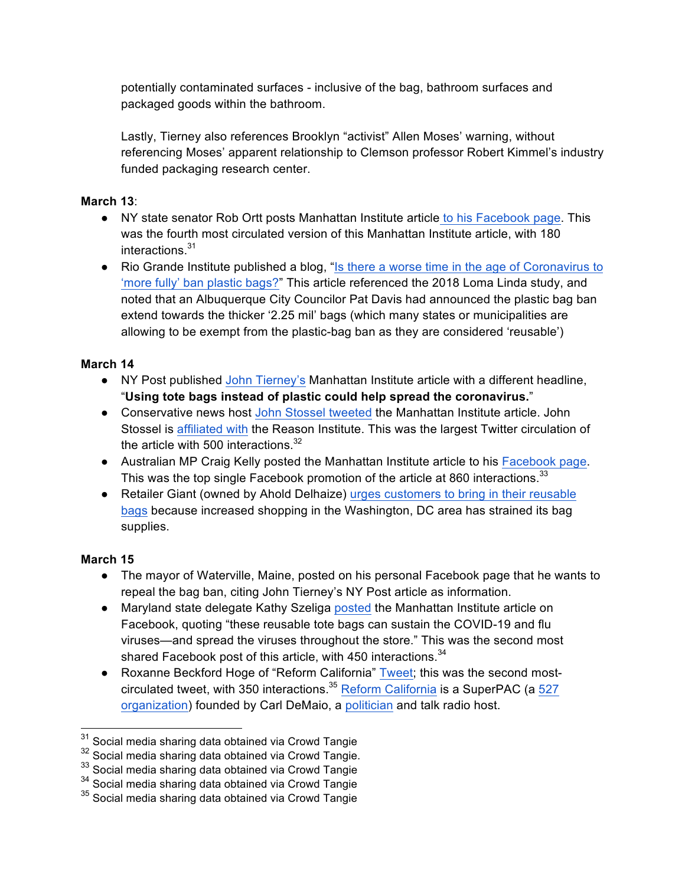potentially contaminated surfaces - inclusive of the bag, bathroom surfaces and packaged goods within the bathroom.

Lastly, Tierney also references Brooklyn "activist" Allen Moses' warning, without referencing Moses' apparent relationship to Clemson professor Robert Kimmel's industry funded packaging research center.

**March 13**:

- NY state senator Rob Ortt posts Manhattan Institute article to his Facebook page. This was the fourth most circulated version of this Manhattan Institute article, with 180 interactions.[31]
- Rio Grande Institute published a blog, "Is there a worse time in the age of Coronavirus to 'more fully' ban plastic bags?" This article referenced the 2018 Loma Linda study, and noted that an Albuquerque City Councilor Pat Davis had announced the plastic bag ban extend towards the thicker '2.25 mil' bags (which many states or municipalities are allowing to be exempt from the plastic-bag ban as they are considered 'reusable')

**March 14**

- NY Post published John Tierney's Manhattan Institute article with a different headline, "**Using tote bags instead of plastic could help spread the coronavirus.**"
- Conservative news host John Stossel tweeted the Manhattan Institute article. John Stossel is affiliated with the Reason Institute. This was the largest Twitter circulation of the article with 500 interactions.[32]
- Australian MP Craig Kelly posted the Manhattan Institute article to his Facebook page. This was the top single Facebook promotion of the article at 860 interactions.[33]
- Retailer Giant (owned by Ahold Delhaize) urges customers to bring in their reusable bags because increased shopping in the Washington, DC area has strained its bag supplies.

**March 15**

- The mayor of Waterville, Maine, posted on his personal Facebook page that he wants to repeal the bag ban, citing John Tierney's NY Post article as information.
- Maryland state delegate Kathy Szeliga posted the Manhattan Institute article on Facebook, quoting "these reusable tote bags can sustain the COVID-19 and flu viruses—and spread the viruses throughout the store." This was the second most shared Facebook post of this article, with 450 interactions.[34]
- Roxanne Beckford Hoge of "Reform California" Tweet; this was the second most-circulated tweet, with 350 interactions.[35] Reform California is a SuperPAC (a 527 organization) founded by Carl DeMaio, a politician and talk radio host.

---

[31] Social media sharing data obtained via Crowd Tangie

[32] Social media sharing data obtained via Crowd Tangie.

[33] Social media sharing data obtained via Crowd Tangie

[34] Social media sharing data obtained via Crowd Tangie

[35] Social media sharing data obtained via Crowd Tangie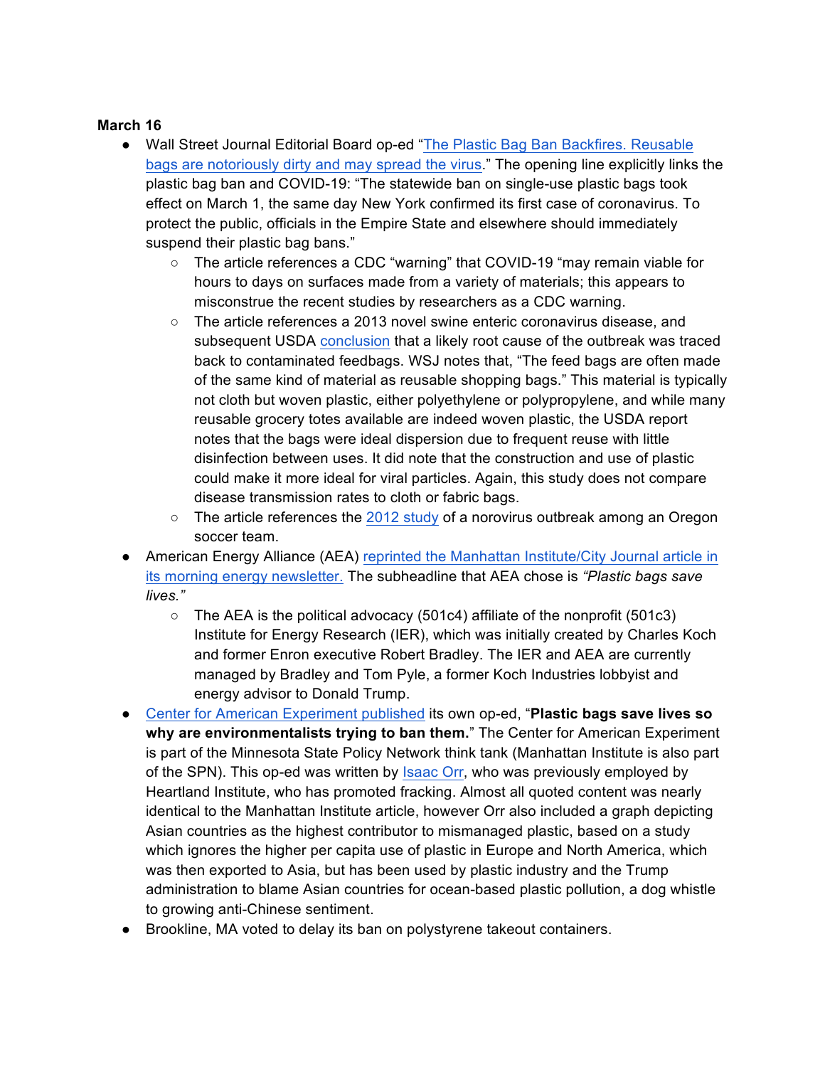**March 16**

- Wall Street Journal Editorial Board op-ed "[The Plastic Bag Ban Backfires. Reusable bags are notoriously dirty and may spread the virus]()." The opening line explicitly links the plastic bag ban and COVID-19: "The statewide ban on single-use plastic bags took effect on March 1, the same day New York confirmed its first case of coronavirus. To protect the public, officials in the Empire State and elsewhere should immediately suspend their plastic bag bans."
    - The article references a CDC "warning" that COVID-19 "may remain viable for hours to days on surfaces made from a variety of materials; this appears to misconstrue the recent studies by researchers as a CDC warning.
    - The article references a 2013 novel swine enteric coronavirus disease, and subsequent USDA [conclusion]() that a likely root cause of the outbreak was traced back to contaminated feedbags. WSJ notes that, "The feed bags are often made of the same kind of material as reusable shopping bags." This material is typically not cloth but woven plastic, either polyethylene or polypropylene, and while many reusable grocery totes available are indeed woven plastic, the USDA report notes that the bags were ideal dispersion due to frequent reuse with little disinfection between uses. It did note that the construction and use of plastic could make it more ideal for viral particles. Again, this study does not compare disease transmission rates to cloth or fabric bags.
    - The article references the [2012 study]() of a norovirus outbreak among an Oregon soccer team.
- American Energy Alliance (AEA) [reprinted the Manhattan Institute/City Journal article in its morning energy newsletter.]() The subheadline that AEA chose is *"Plastic bags save lives."*
    - The AEA is the political advocacy (501c4) affiliate of the nonprofit (501c3) Institute for Energy Research (IER), which was initially created by Charles Koch and former Enron executive Robert Bradley. The IER and AEA are currently managed by Bradley and Tom Pyle, a former Koch Industries lobbyist and energy advisor to Donald Trump.
- [Center for American Experiment published]() its own op-ed, "**Plastic bags save lives so why are environmentalists trying to ban them.**" The Center for American Experiment is part of the Minnesota State Policy Network think tank (Manhattan Institute is also part of the SPN). This op-ed was written by [Isaac Orr](), who was previously employed by Heartland Institute, who has promoted fracking. Almost all quoted content was nearly identical to the Manhattan Institute article, however Orr also included a graph depicting Asian countries as the highest contributor to mismanaged plastic, based on a study which ignores the higher per capita use of plastic in Europe and North America, which was then exported to Asia, but has been used by plastic industry and the Trump administration to blame Asian countries for ocean-based plastic pollution, a dog whistle to growing anti-Chinese sentiment.
- Brookline, MA voted to delay its ban on polystyrene takeout containers.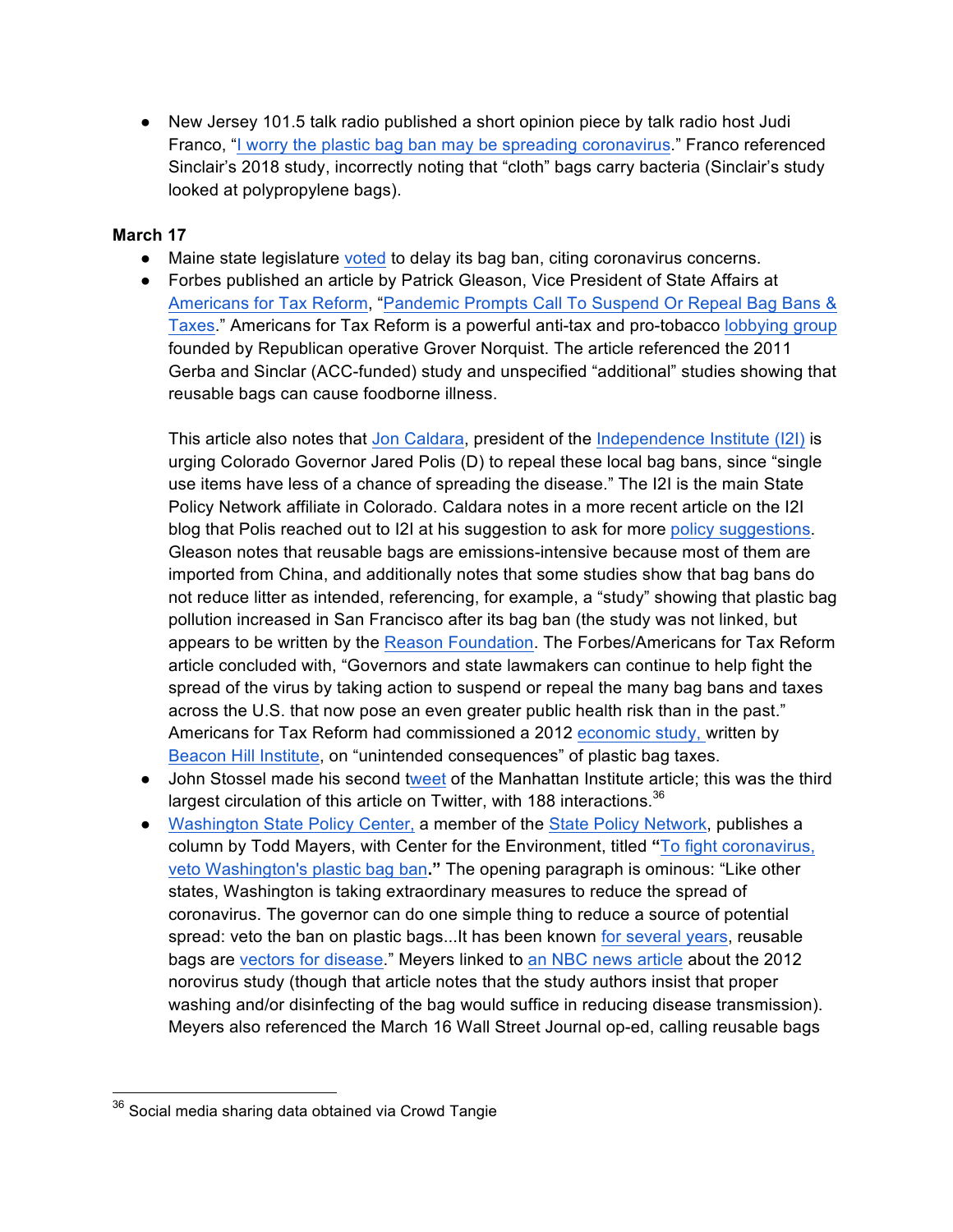- New Jersey 101.5 talk radio published a short opinion piece by talk radio host Judi Franco, "I worry the plastic bag ban may be spreading coronavirus." Franco referenced Sinclair's 2018 study, incorrectly noting that "cloth" bags carry bacteria (Sinclair's study looked at polypropylene bags).

**March 17**

- Maine state legislature voted to delay its bag ban, citing coronavirus concerns.
- Forbes published an article by Patrick Gleason, Vice President of State Affairs at Americans for Tax Reform, "Pandemic Prompts Call To Suspend Or Repeal Bag Bans & Taxes." Americans for Tax Reform is a powerful anti-tax and pro-tobacco lobbying group founded by Republican operative Grover Norquist. The article referenced the 2011 Gerba and Sinclar (ACC-funded) study and unspecified "additional" studies showing that reusable bags can cause foodborne illness.

  This article also notes that Jon Caldara, president of the Independence Institute (I2I) is urging Colorado Governor Jared Polis (D) to repeal these local bag bans, since "single use items have less of a chance of spreading the disease." The I2I is the main State Policy Network affiliate in Colorado. Caldara notes in a more recent article on the I2I blog that Polis reached out to I2I at his suggestion to ask for more policy suggestions. Gleason notes that reusable bags are emissions-intensive because most of them are imported from China, and additionally notes that some studies show that bag bans do not reduce litter as intended, referencing, for example, a "study" showing that plastic bag pollution increased in San Francisco after its bag ban (the study was not linked, but appears to be written by the Reason Foundation. The Forbes/Americans for Tax Reform article concluded with, "Governors and state lawmakers can continue to help fight the spread of the virus by taking action to suspend or repeal the many bag bans and taxes across the U.S. that now pose an even greater public health risk than in the past." Americans for Tax Reform had commissioned a 2012 economic study, written by Beacon Hill Institute, on "unintended consequences" of plastic bag taxes.
- John Stossel made his second tweet of the Manhattan Institute article; this was the third largest circulation of this article on Twitter, with 188 interactions.[36]
- Washington State Policy Center, a member of the State Policy Network, publishes a column by Todd Mayers, with Center for the Environment, titled **"**To fight coronavirus, veto Washington's plastic bag ban**."** The opening paragraph is ominous: "Like other states, Washington is taking extraordinary measures to reduce the spread of coronavirus. The governor can do one simple thing to reduce a source of potential spread: veto the ban on plastic bags...It has been known for several years, reusable bags are vectors for disease." Meyers linked to an NBC news article about the 2012 norovirus study (though that article notes that the study authors insist that proper washing and/or disinfecting of the bag would suffice in reducing disease transmission). Meyers also referenced the March 16 Wall Street Journal op-ed, calling reusable bags

[36] Social media sharing data obtained via Crowd Tangie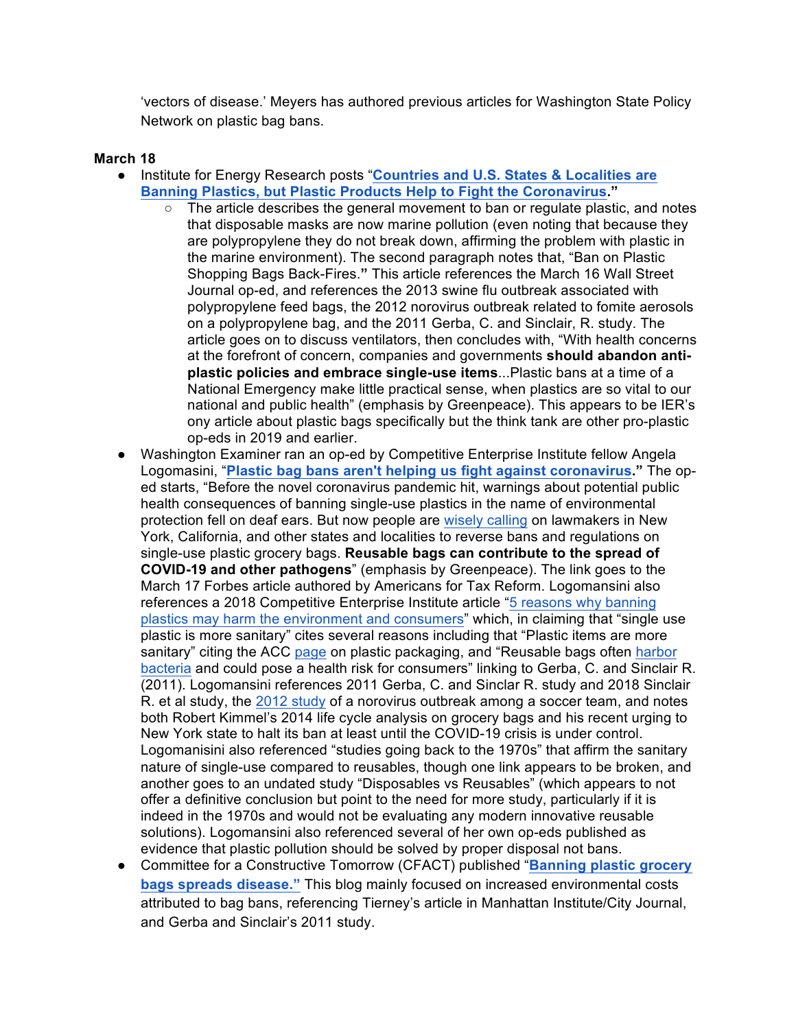'vectors of disease.' Meyers has authored previous articles for Washington State Policy Network on plastic bag bans.

**March 18**

- Institute for Energy Research posts "**Countries and U.S. States & Localities are Banning Plastics, but Plastic Products Help to Fight the Coronavirus**."
    - The article describes the general movement to ban or regulate plastic, and notes that disposable masks are now marine pollution (even noting that because they are polypropylene they do not break down, affirming the problem with plastic in the marine environment). The second paragraph notes that, "Ban on Plastic Shopping Bags Back-Fires." This article references the March 16 Wall Street Journal op-ed, and references the 2013 swine flu outbreak associated with polypropylene feed bags, the 2012 norovirus outbreak related to fomite aerosols on a polypropylene bag, and the 2011 Gerba, C. and Sinclair, R. study. The article goes on to discuss ventilators, then concludes with, "With health concerns at the forefront of concern, companies and governments **should abandon anti-plastic policies and embrace single-use items**...Plastic bans at a time of a National Emergency make little practical sense, when plastics are so vital to our national and public health" (emphasis by Greenpeace). This appears to be IER's ony article about plastic bags specifically but the think tank are other pro-plastic op-eds in 2019 and earlier.
- Washington Examiner ran an op-ed by Competitive Enterprise Institute fellow Angela Logomasini, "**Plastic bag bans aren't helping us fight against coronavirus**." The op-ed starts, "Before the novel coronavirus pandemic hit, warnings about potential public health consequences of banning single-use plastics in the name of environmental protection fell on deaf ears. But now people are wisely calling on lawmakers in New York, California, and other states and localities to reverse bans and regulations on single-use plastic grocery bags. **Reusable bags can contribute to the spread of COVID-19 and other pathogens**" (emphasis by Greenpeace). The link goes to the March 17 Forbes article authored by Americans for Tax Reform. Logomansini also references a 2018 Competitive Enterprise Institute article "5 reasons why banning plastics may harm the environment and consumers" which, in claiming that "single use plastic is more sanitary" cites several reasons including that "Plastic items are more sanitary" citing the ACC page on plastic packaging, and "Reusable bags often harbor bacteria and could pose a health risk for consumers" linking to Gerba, C. and Sinclair R. (2011). Logomansini references 2011 Gerba, C. and Sinclar R. study and 2018 Sinclair R. et al study, the 2012 study of a norovirus outbreak among a soccer team, and notes both Robert Kimmel's 2014 life cycle analysis on grocery bags and his recent urging to New York state to halt its ban at least until the COVID-19 crisis is under control. Logomanisini also referenced "studies going back to the 1970s" that affirm the sanitary nature of single-use compared to reusables, though one link appears to be broken, and another goes to an undated study "Disposables vs Reusables" (which appears to not offer a definitive conclusion but point to the need for more study, particularly if it is indeed in the 1970s and would not be evaluating any modern innovative reusable solutions). Logomansini also referenced several of her own op-eds published as evidence that plastic pollution should be solved by proper disposal not bans.
- Committee for a Constructive Tomorrow (CFACT) published "**Banning plastic grocery bags spreads disease.**" This blog mainly focused on increased environmental costs attributed to bag bans, referencing Tierney's article in Manhattan Institute/City Journal, and Gerba and Sinclair's 2011 study.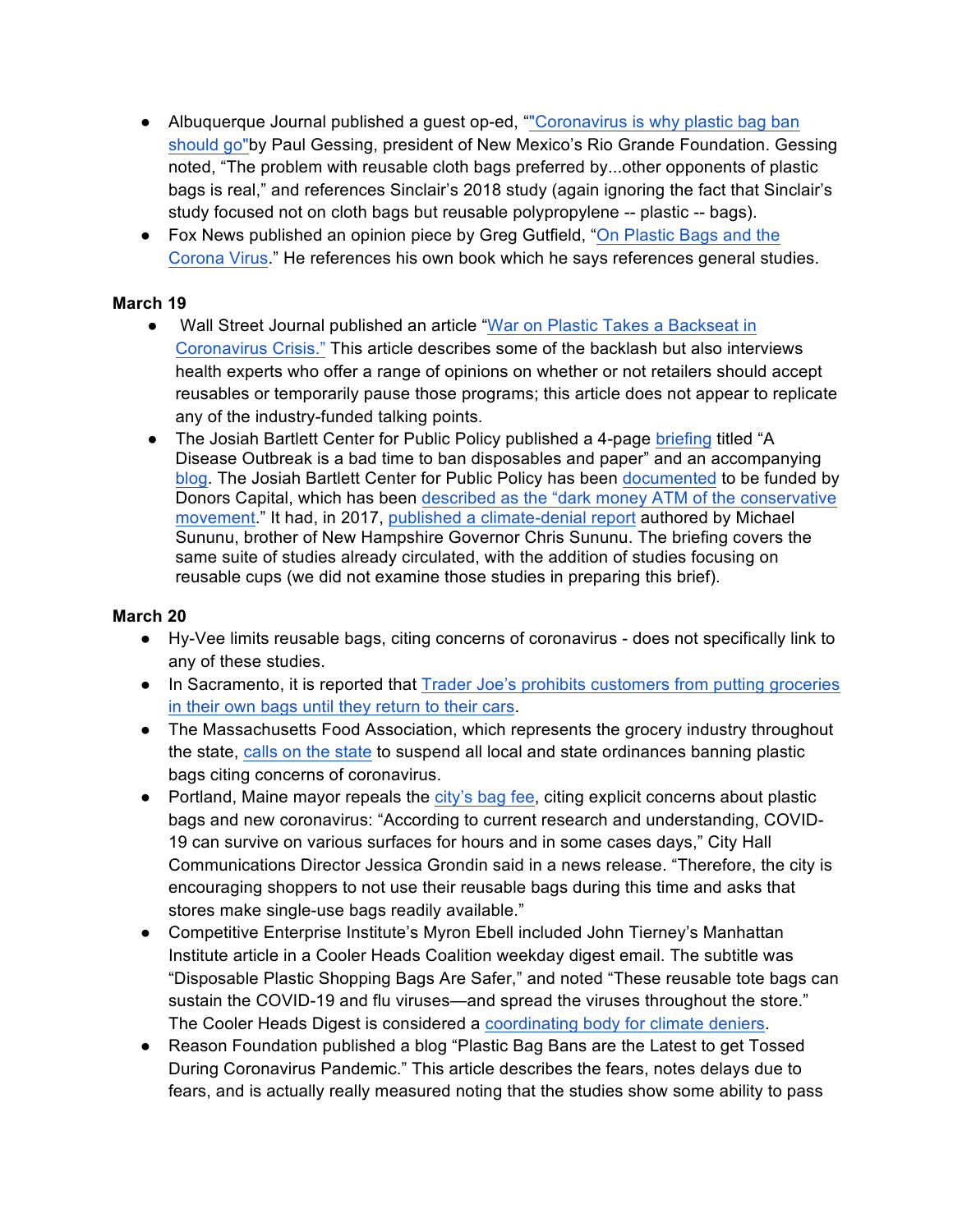- Albuquerque Journal published a guest op-ed, ""Coronavirus is why plastic bag ban should go"by Paul Gessing, president of New Mexico's Rio Grande Foundation. Gessing noted, "The problem with reusable cloth bags preferred by...other opponents of plastic bags is real," and references Sinclair's 2018 study (again ignoring the fact that Sinclair's study focused not on cloth bags but reusable polypropylene -- plastic -- bags).
- Fox News published an opinion piece by Greg Gutfield, "On Plastic Bags and the Corona Virus." He references his own book which he says references general studies.

**March 19**

- Wall Street Journal published an article "War on Plastic Takes a Backseat in Coronavirus Crisis." This article describes some of the backlash but also interviews health experts who offer a range of opinions on whether or not retailers should accept reusables or temporarily pause those programs; this article does not appear to replicate any of the industry-funded talking points.
- The Josiah Bartlett Center for Public Policy published a 4-page briefing titled "A Disease Outbreak is a bad time to ban disposables and paper" and an accompanying blog. The Josiah Bartlett Center for Public Policy has been documented to be funded by Donors Capital, which has been described as the "dark money ATM of the conservative movement." It had, in 2017, published a climate-denial report authored by Michael Sununu, brother of New Hampshire Governor Chris Sununu. The briefing covers the same suite of studies already circulated, with the addition of studies focusing on reusable cups (we did not examine those studies in preparing this brief).

**March 20**

- Hy-Vee limits reusable bags, citing concerns of coronavirus - does not specifically link to any of these studies.
- In Sacramento, it is reported that Trader Joe's prohibits customers from putting groceries in their own bags until they return to their cars.
- The Massachusetts Food Association, which represents the grocery industry throughout the state, calls on the state to suspend all local and state ordinances banning plastic bags citing concerns of coronavirus.
- Portland, Maine mayor repeals the city's bag fee, citing explicit concerns about plastic bags and new coronavirus: "According to current research and understanding, COVID-19 can survive on various surfaces for hours and in some cases days," City Hall Communications Director Jessica Grondin said in a news release. "Therefore, the city is encouraging shoppers to not use their reusable bags during this time and asks that stores make single-use bags readily available."
- Competitive Enterprise Institute's Myron Ebell included John Tierney's Manhattan Institute article in a Cooler Heads Coalition weekday digest email. The subtitle was "Disposable Plastic Shopping Bags Are Safer," and noted "These reusable tote bags can sustain the COVID-19 and flu viruses—and spread the viruses throughout the store." The Cooler Heads Digest is considered a coordinating body for climate deniers.
- Reason Foundation published a blog "Plastic Bag Bans are the Latest to get Tossed During Coronavirus Pandemic." This article describes the fears, notes delays due to fears, and is actually really measured noting that the studies show some ability to pass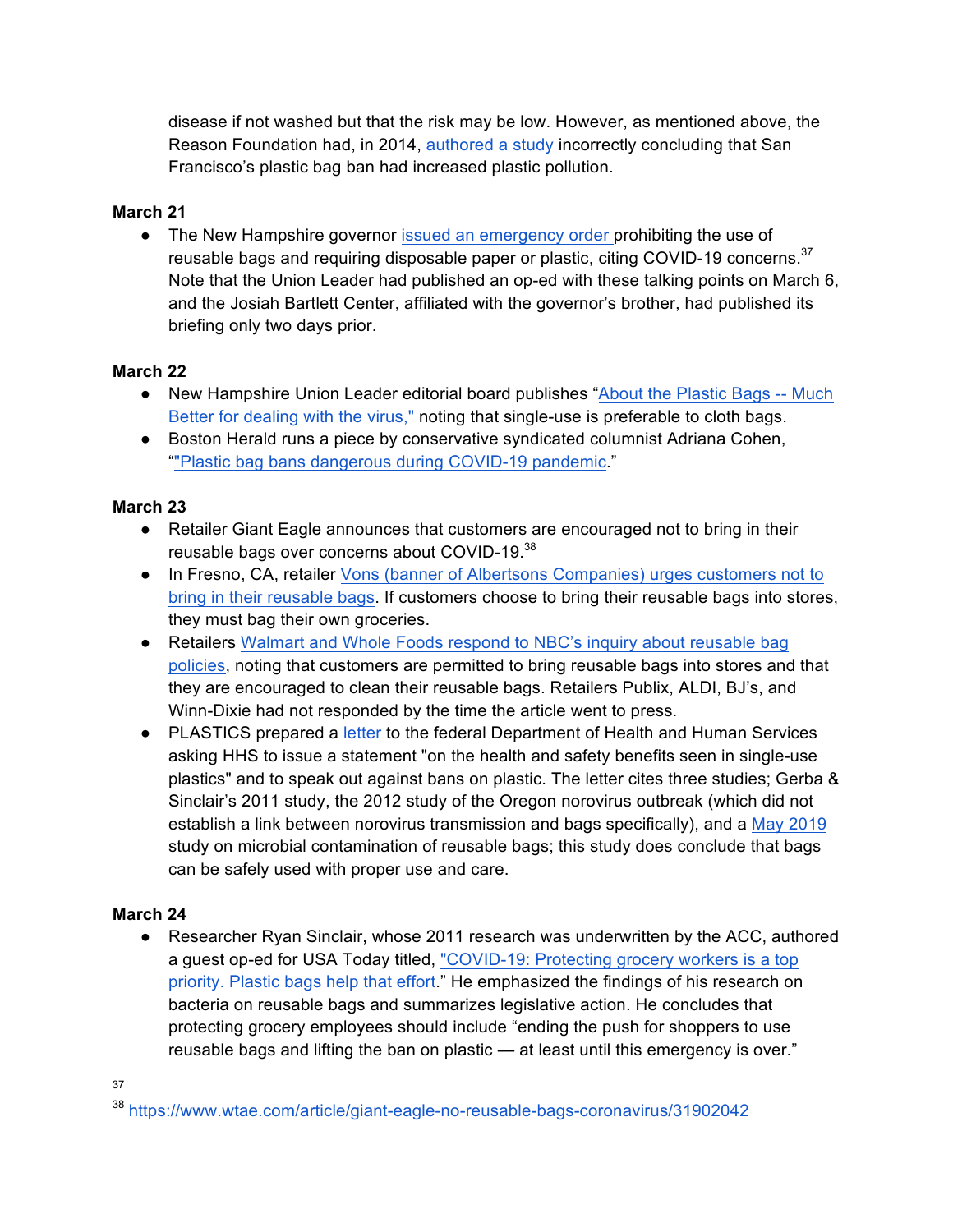disease if not washed but that the risk may be low. However, as mentioned above, the Reason Foundation had, in 2014, authored a study incorrectly concluding that San Francisco's plastic bag ban had increased plastic pollution.

**March 21**

- The New Hampshire governor issued an emergency order prohibiting the use of reusable bags and requiring disposable paper or plastic, citing COVID-19 concerns.[37] Note that the Union Leader had published an op-ed with these talking points on March 6, and the Josiah Bartlett Center, affiliated with the governor's brother, had published its briefing only two days prior.

**March 22**

- New Hampshire Union Leader editorial board publishes "About the Plastic Bags -- Much Better for dealing with the virus," noting that single-use is preferable to cloth bags.
- Boston Herald runs a piece by conservative syndicated columnist Adriana Cohen, ""Plastic bag bans dangerous during COVID-19 pandemic."

**March 23**

- Retailer Giant Eagle announces that customers are encouraged not to bring in their reusable bags over concerns about COVID-19.[38]
- In Fresno, CA, retailer Vons (banner of Albertsons Companies) urges customers not to bring in their reusable bags. If customers choose to bring their reusable bags into stores, they must bag their own groceries.
- Retailers Walmart and Whole Foods respond to NBC's inquiry about reusable bag policies, noting that customers are permitted to bring reusable bags into stores and that they are encouraged to clean their reusable bags. Retailers Publix, ALDI, BJ's, and Winn-Dixie had not responded by the time the article went to press.
- PLASTICS prepared a letter to the federal Department of Health and Human Services asking HHS to issue a statement "on the health and safety benefits seen in single-use plastics" and to speak out against bans on plastic. The letter cites three studies; Gerba & Sinclair's 2011 study, the 2012 study of the Oregon norovirus outbreak (which did not establish a link between norovirus transmission and bags specifically), and a May 2019 study on microbial contamination of reusable bags; this study does conclude that bags can be safely used with proper use and care.

**March 24**

- Researcher Ryan Sinclair, whose 2011 research was underwritten by the ACC, authored a guest op-ed for USA Today titled, "COVID-19: Protecting grocery workers is a top priority. Plastic bags help that effort." He emphasized the findings of his research on bacteria on reusable bags and summarizes legislative action. He concludes that protecting grocery employees should include "ending the push for shoppers to use reusable bags and lifting the ban on plastic — at least until this emergency is over."

---

[37]

[38] https://www.wtae.com/article/giant-eagle-no-reusable-bags-coronavirus/31902042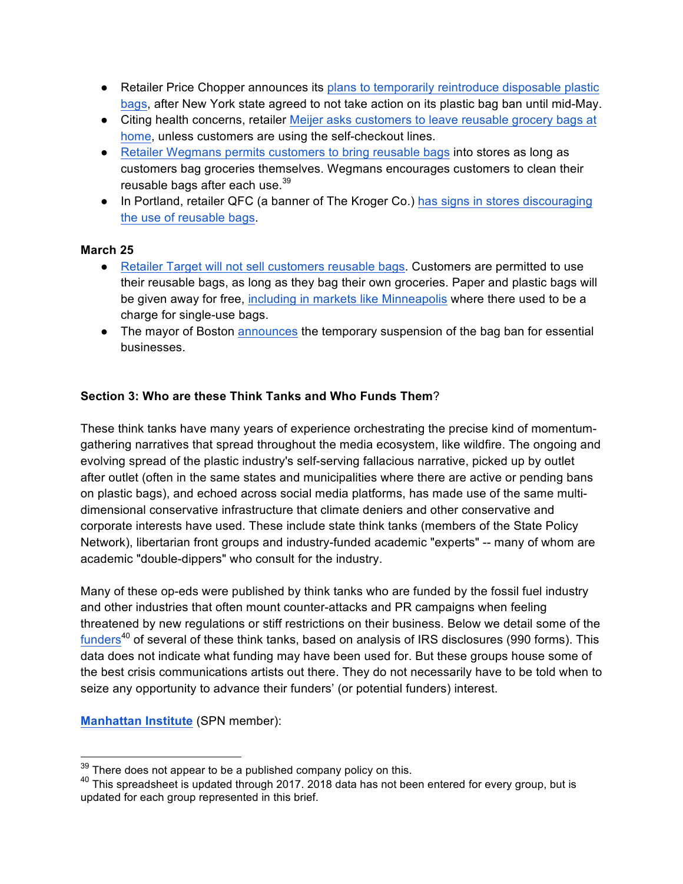- Retailer Price Chopper announces its plans to temporarily reintroduce disposable plastic bags, after New York state agreed to not take action on its plastic bag ban until mid-May.
- Citing health concerns, retailer Meijer asks customers to leave reusable grocery bags at home, unless customers are using the self-checkout lines.
- Retailer Wegmans permits customers to bring reusable bags into stores as long as customers bag groceries themselves. Wegmans encourages customers to clean their reusable bags after each use.[39]
- In Portland, retailer QFC (a banner of The Kroger Co.) has signs in stores discouraging the use of reusable bags.

**March 25**

- Retailer Target will not sell customers reusable bags. Customers are permitted to use their reusable bags, as long as they bag their own groceries. Paper and plastic bags will be given away for free, including in markets like Minneapolis where there used to be a charge for single-use bags.
- The mayor of Boston announces the temporary suspension of the bag ban for essential businesses.

## Section 3: Who are these Think Tanks and Who Funds Them?

These think tanks have many years of experience orchestrating the precise kind of momentum-gathering narratives that spread throughout the media ecosystem, like wildfire. The ongoing and evolving spread of the plastic industry's self-serving fallacious narrative, picked up by outlet after outlet (often in the same states and municipalities where there are active or pending bans on plastic bags), and echoed across social media platforms, has made use of the same multi-dimensional conservative infrastructure that climate deniers and other conservative and corporate interests have used. These include state think tanks (members of the State Policy Network), libertarian front groups and industry-funded academic "experts" -- many of whom are academic "double-dippers" who consult for the industry.

Many of these op-eds were published by think tanks who are funded by the fossil fuel industry and other industries that often mount counter-attacks and PR campaigns when feeling threatened by new regulations or stiff restrictions on their business. Below we detail some of the funders[40] of several of these think tanks, based on analysis of IRS disclosures (990 forms). This data does not indicate what funding may have been used for. But these groups house some of the best crisis communications artists out there. They do not necessarily have to be told when to seize any opportunity to advance their funders' (or potential funders) interest.

**Manhattan Institute** (SPN member):

[39] There does not appear to be a published company policy on this.

[40] This spreadsheet is updated through 2017. 2018 data has not been entered for every group, but is updated for each group represented in this brief.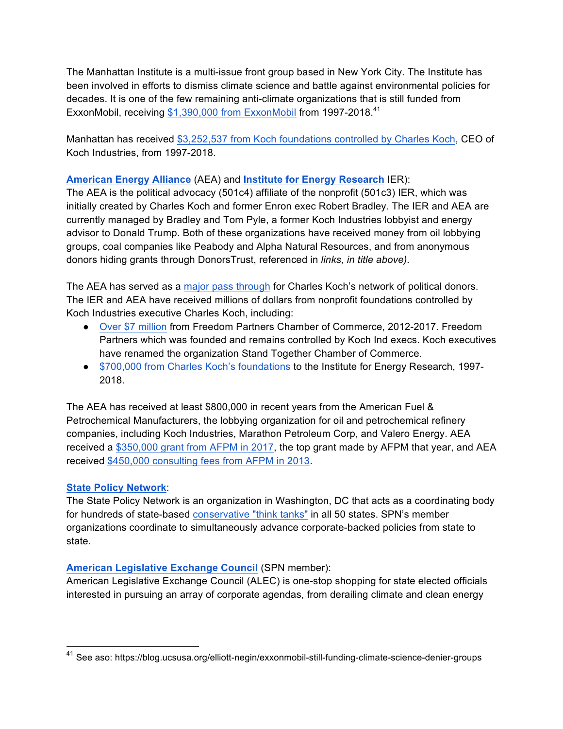The Manhattan Institute is a multi-issue front group based in New York City. The Institute has been involved in efforts to dismiss climate science and battle against environmental policies for decades. It is one of the few remaining anti-climate organizations that is still funded from ExxonMobil, receiving $1,390,000 from ExxonMobil from 1997-2018.[41]

Manhattan has received $3,252,537 from Koch foundations controlled by Charles Koch, CEO of Koch Industries, from 1997-2018.

**American Energy Alliance** (AEA) and **Institute for Energy Research** IER):
The AEA is the political advocacy (501c4) affiliate of the nonprofit (501c3) IER, which was initially created by Charles Koch and former Enron exec Robert Bradley. The IER and AEA are currently managed by Bradley and Tom Pyle, a former Koch Industries lobbyist and energy advisor to Donald Trump. Both of these organizations have received money from oil lobbying groups, coal companies like Peabody and Alpha Natural Resources, and from anonymous donors hiding grants through DonorsTrust, referenced in *links, in title above)*.

The AEA has served as a major pass through for Charles Koch's network of political donors. The IER and AEA have received millions of dollars from nonprofit foundations controlled by Koch Industries executive Charles Koch, including:

- Over $7 million from Freedom Partners Chamber of Commerce, 2012-2017. Freedom Partners which was founded and remains controlled by Koch Ind execs. Koch executives have renamed the organization Stand Together Chamber of Commerce.
- $700,000 from Charles Koch's foundations to the Institute for Energy Research, 1997-2018.

The AEA has received at least $800,000 in recent years from the American Fuel & Petrochemical Manufacturers, the lobbying organization for oil and petrochemical refinery companies, including Koch Industries, Marathon Petroleum Corp, and Valero Energy. AEA received a $350,000 grant from AFPM in 2017, the top grant made by AFPM that year, and AEA received $450,000 consulting fees from AFPM in 2013.

**State Policy Network**:
The State Policy Network is an organization in Washington, DC that acts as a coordinating body for hundreds of state-based conservative "think tanks" in all 50 states. SPN's member organizations coordinate to simultaneously advance corporate-backed policies from state to state.

**American Legislative Exchange Council** (SPN member):
American Legislative Exchange Council (ALEC) is one-stop shopping for state elected officials interested in pursuing an array of corporate agendas, from derailing climate and clean energy

[41] See aso: https://blog.ucsusa.org/elliott-negin/exxonmobil-still-funding-climate-science-denier-groups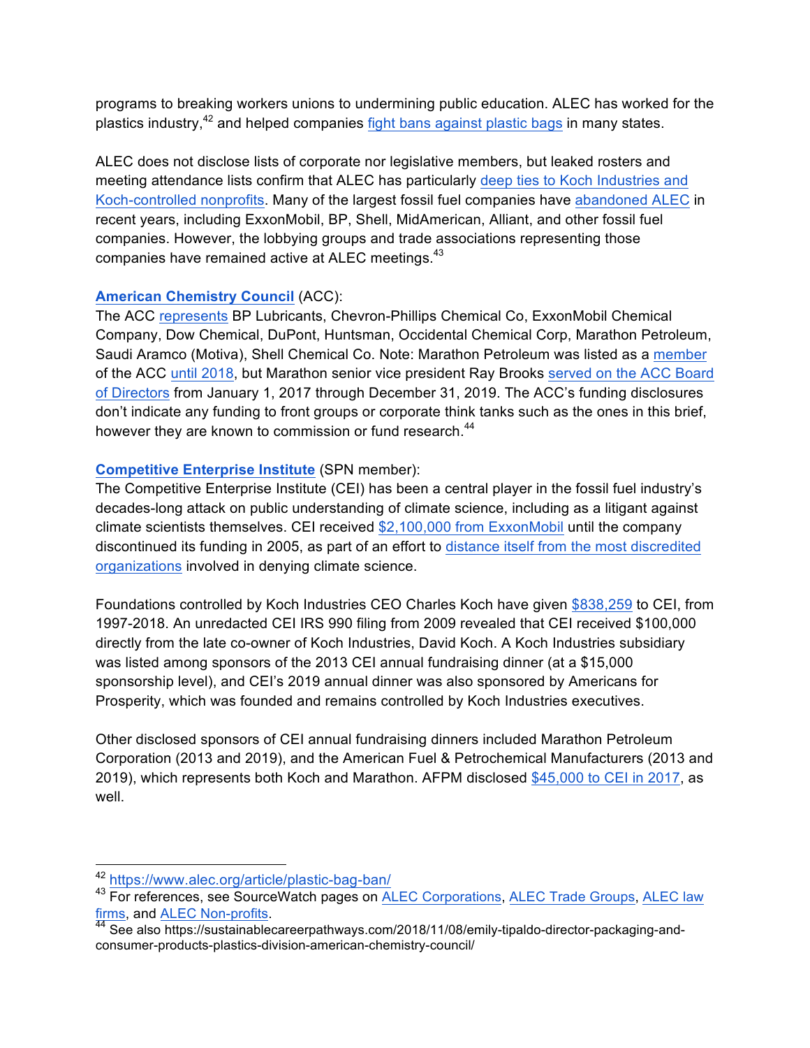programs to breaking workers unions to undermining public education. ALEC has worked for the plastics industry,[42] and helped companies fight bans against plastic bags in many states.

ALEC does not disclose lists of corporate nor legislative members, but leaked rosters and meeting attendance lists confirm that ALEC has particularly deep ties to Koch Industries and Koch-controlled nonprofits. Many of the largest fossil fuel companies have abandoned ALEC in recent years, including ExxonMobil, BP, Shell, MidAmerican, Alliant, and other fossil fuel companies. However, the lobbying groups and trade associations representing those companies have remained active at ALEC meetings.[43]

**American Chemistry Council** (ACC):
The ACC represents BP Lubricants, Chevron-Phillips Chemical Co, ExxonMobil Chemical Company, Dow Chemical, DuPont, Huntsman, Occidental Chemical Corp, Marathon Petroleum, Saudi Aramco (Motiva), Shell Chemical Co. Note: Marathon Petroleum was listed as a member of the ACC until 2018, but Marathon senior vice president Ray Brooks served on the ACC Board of Directors from January 1, 2017 through December 31, 2019. The ACC's funding disclosures don't indicate any funding to front groups or corporate think tanks such as the ones in this brief, however they are known to commission or fund research.[44]

**Competitive Enterprise Institute** (SPN member):
The Competitive Enterprise Institute (CEI) has been a central player in the fossil fuel industry's decades-long attack on public understanding of climate science, including as a litigant against climate scientists themselves. CEI received $2,100,000 from ExxonMobil until the company discontinued its funding in 2005, as part of an effort to distance itself from the most discredited organizations involved in denying climate science.

Foundations controlled by Koch Industries CEO Charles Koch have given $838,259 to CEI, from 1997-2018. An unredacted CEI IRS 990 filing from 2009 revealed that CEI received $100,000 directly from the late co-owner of Koch Industries, David Koch. A Koch Industries subsidiary was listed among sponsors of the 2013 CEI annual fundraising dinner (at a $15,000 sponsorship level), and CEI's 2019 annual dinner was also sponsored by Americans for Prosperity, which was founded and remains controlled by Koch Industries executives.

Other disclosed sponsors of CEI annual fundraising dinners included Marathon Petroleum Corporation (2013 and 2019), and the American Fuel & Petrochemical Manufacturers (2013 and 2019), which represents both Koch and Marathon. AFPM disclosed $45,000 to CEI in 2017, as well.

---

[42] https://www.alec.org/article/plastic-bag-ban/

[43] For references, see SourceWatch pages on ALEC Corporations, ALEC Trade Groups, ALEC law firms, and ALEC Non-profits.

[44] See also https://sustainablecareerpathways.com/2018/11/08/emily-tipaldo-director-packaging-and-consumer-products-plastics-division-american-chemistry-council/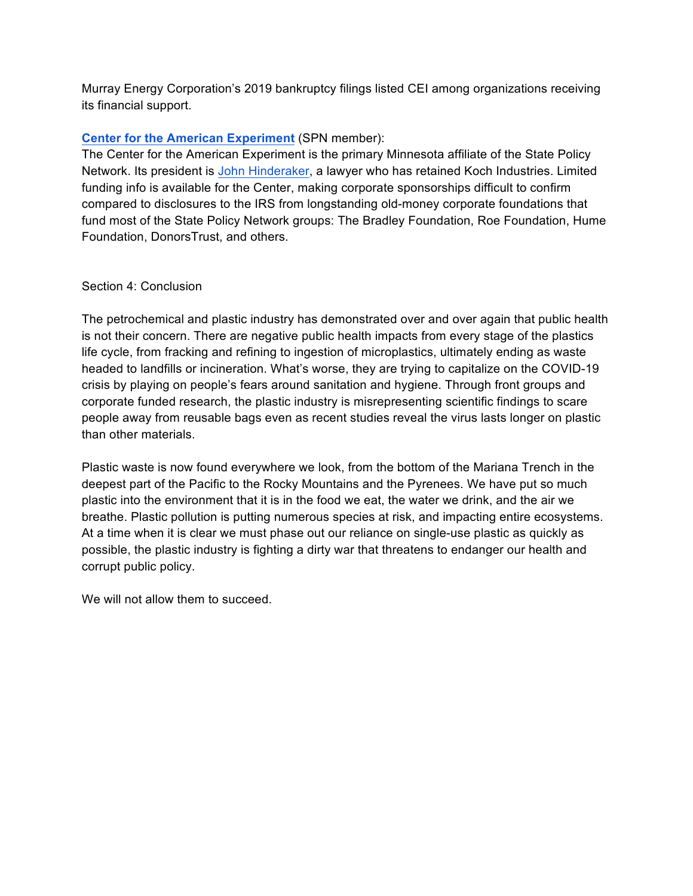Murray Energy Corporation’s 2019 bankruptcy filings listed CEI among organizations receiving its financial support.

**Center for the American Experiment** (SPN member):
The Center for the American Experiment is the primary Minnesota affiliate of the State Policy Network. Its president is John Hinderaker, a lawyer who has retained Koch Industries. Limited funding info is available for the Center, making corporate sponsorships difficult to confirm compared to disclosures to the IRS from longstanding old-money corporate foundations that fund most of the State Policy Network groups: The Bradley Foundation, Roe Foundation, Hume Foundation, DonorsTrust, and others.

## Section 4: Conclusion

The petrochemical and plastic industry has demonstrated over and over again that public health is not their concern. There are negative public health impacts from every stage of the plastics life cycle, from fracking and refining to ingestion of microplastics, ultimately ending as waste headed to landfills or incineration. What’s worse, they are trying to capitalize on the COVID-19 crisis by playing on people’s fears around sanitation and hygiene. Through front groups and corporate funded research, the plastic industry is misrepresenting scientific findings to scare people away from reusable bags even as recent studies reveal the virus lasts longer on plastic than other materials.

Plastic waste is now found everywhere we look, from the bottom of the Mariana Trench in the deepest part of the Pacific to the Rocky Mountains and the Pyrenees. We have put so much plastic into the environment that it is in the food we eat, the water we drink, and the air we breathe. Plastic pollution is putting numerous species at risk, and impacting entire ecosystems. At a time when it is clear we must phase out our reliance on single-use plastic as quickly as possible, the plastic industry is fighting a dirty war that threatens to endanger our health and corrupt public policy.

We will not allow them to succeed.